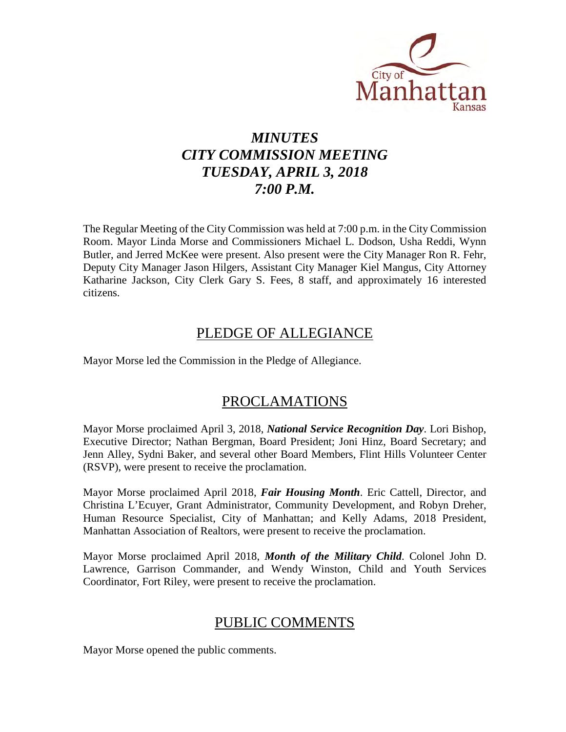City of Manhattan Kansas

# *MINUTES*
# *CITY COMMISSION MEETING*
# *TUESDAY, APRIL 3, 2018*
# *7:00 P.M.*

The Regular Meeting of the City Commission was held at 7:00 p.m. in the City Commission Room. Mayor Linda Morse and Commissioners Michael L. Dodson, Usha Reddi, Wynn Butler, and Jerred McKee were present. Also present were the City Manager Ron R. Fehr, Deputy City Manager Jason Hilgers, Assistant City Manager Kiel Mangus, City Attorney Katharine Jackson, City Clerk Gary S. Fees, 8 staff, and approximately 16 interested citizens.

## PLEDGE OF ALLEGIANCE

Mayor Morse led the Commission in the Pledge of Allegiance.

## PROCLAMATIONS

Mayor Morse proclaimed April 3, 2018, ***National Service Recognition Day***. Lori Bishop, Executive Director; Nathan Bergman, Board President; Joni Hinz, Board Secretary; and Jenn Alley, Sydni Baker, and several other Board Members, Flint Hills Volunteer Center (RSVP), were present to receive the proclamation.

Mayor Morse proclaimed April 2018, ***Fair Housing Month***. Eric Cattell, Director, and Christina L'Ecuyer, Grant Administrator, Community Development, and Robyn Dreher, Human Resource Specialist, City of Manhattan; and Kelly Adams, 2018 President, Manhattan Association of Realtors, were present to receive the proclamation.

Mayor Morse proclaimed April 2018, ***Month of the Military Child***. Colonel John D. Lawrence, Garrison Commander, and Wendy Winston, Child and Youth Services Coordinator, Fort Riley, were present to receive the proclamation.

## PUBLIC COMMENTS

Mayor Morse opened the public comments.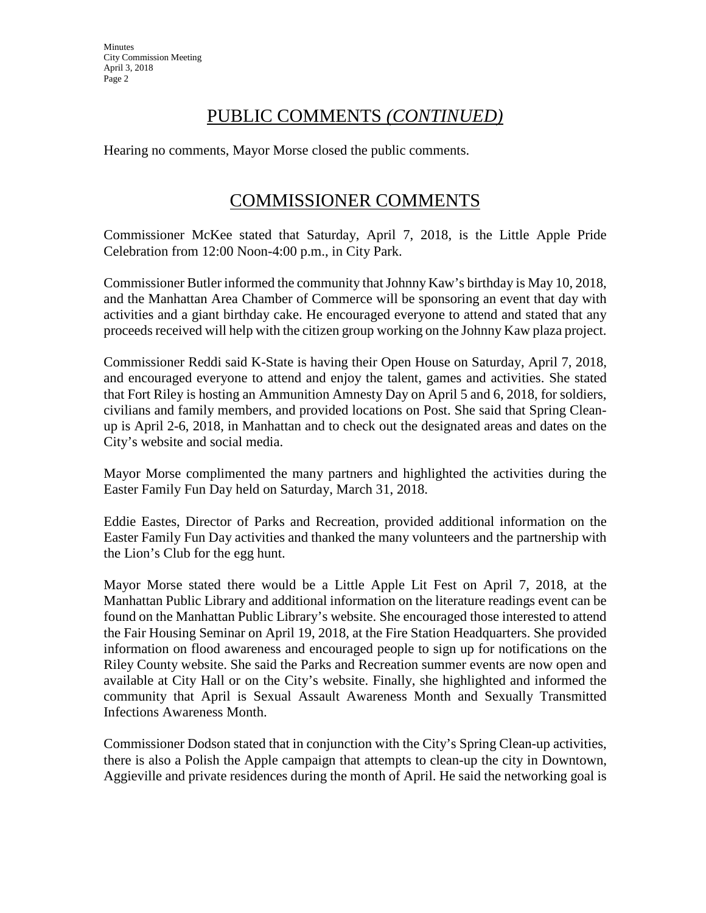## PUBLIC COMMENTS *(CONTINUED)*

Hearing no comments, Mayor Morse closed the public comments.

## COMMISSIONER COMMENTS

Commissioner McKee stated that Saturday, April 7, 2018, is the Little Apple Pride Celebration from 12:00 Noon-4:00 p.m., in City Park.

Commissioner Butler informed the community that Johnny Kaw's birthday is May 10, 2018, and the Manhattan Area Chamber of Commerce will be sponsoring an event that day with activities and a giant birthday cake. He encouraged everyone to attend and stated that any proceeds received will help with the citizen group working on the Johnny Kaw plaza project.

Commissioner Reddi said K-State is having their Open House on Saturday, April 7, 2018, and encouraged everyone to attend and enjoy the talent, games and activities. She stated that Fort Riley is hosting an Ammunition Amnesty Day on April 5 and 6, 2018, for soldiers, civilians and family members, and provided locations on Post. She said that Spring Clean-up is April 2-6, 2018, in Manhattan and to check out the designated areas and dates on the City's website and social media.

Mayor Morse complimented the many partners and highlighted the activities during the Easter Family Fun Day held on Saturday, March 31, 2018.

Eddie Eastes, Director of Parks and Recreation, provided additional information on the Easter Family Fun Day activities and thanked the many volunteers and the partnership with the Lion's Club for the egg hunt.

Mayor Morse stated there would be a Little Apple Lit Fest on April 7, 2018, at the Manhattan Public Library and additional information on the literature readings event can be found on the Manhattan Public Library's website. She encouraged those interested to attend the Fair Housing Seminar on April 19, 2018, at the Fire Station Headquarters. She provided information on flood awareness and encouraged people to sign up for notifications on the Riley County website. She said the Parks and Recreation summer events are now open and available at City Hall or on the City's website. Finally, she highlighted and informed the community that April is Sexual Assault Awareness Month and Sexually Transmitted Infections Awareness Month.

Commissioner Dodson stated that in conjunction with the City's Spring Clean-up activities, there is also a Polish the Apple campaign that attempts to clean-up the city in Downtown, Aggieville and private residences during the month of April. He said the networking goal is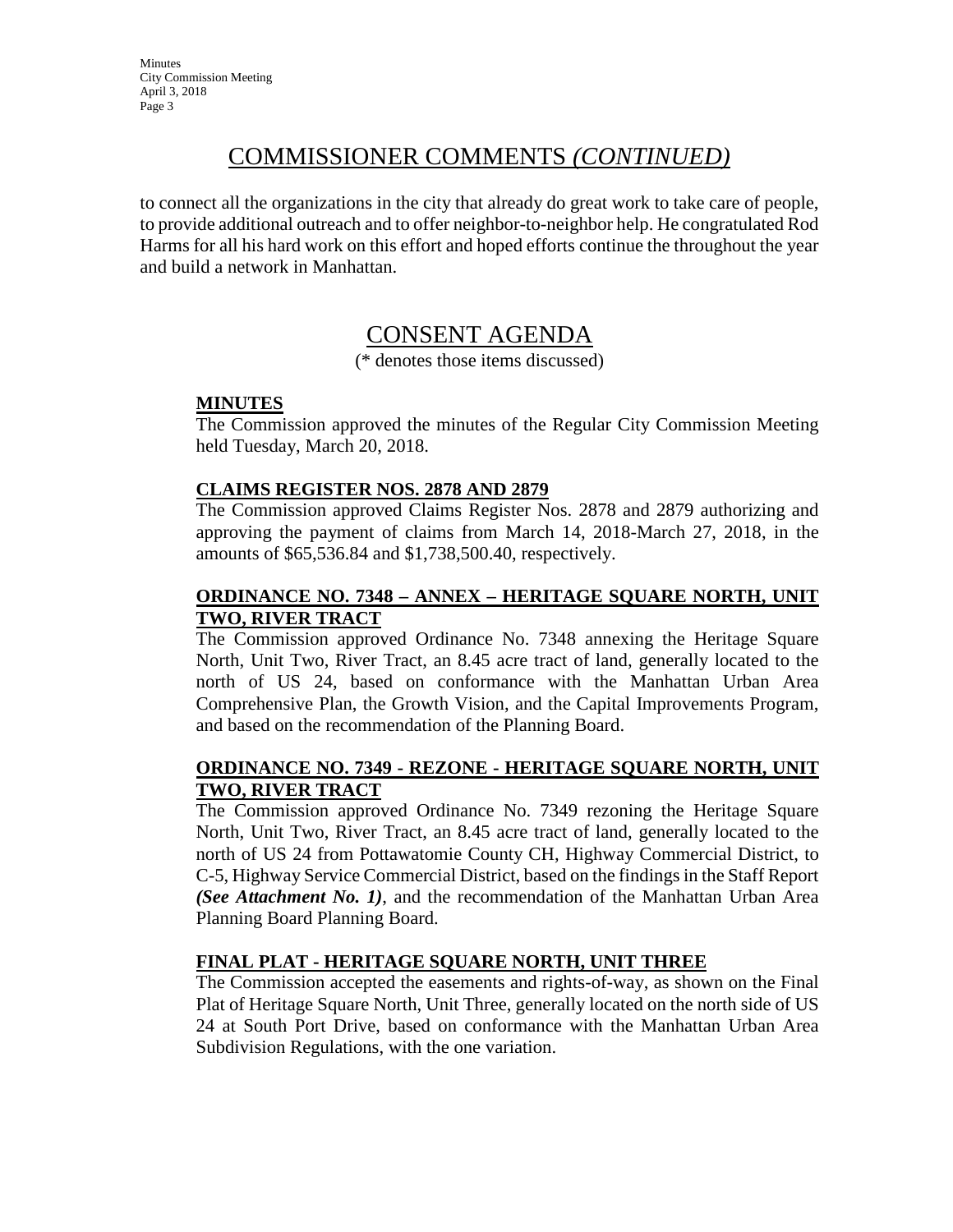## COMMISSIONER COMMENTS *(CONTINUED)*

to connect all the organizations in the city that already do great work to take care of people, to provide additional outreach and to offer neighbor-to-neighbor help. He congratulated Rod Harms for all his hard work on this effort and hoped efforts continue the throughout the year and build a network in Manhattan.

## CONSENT AGENDA

(* denotes those items discussed)

**MINUTES**

The Commission approved the minutes of the Regular City Commission Meeting held Tuesday, March 20, 2018.

**CLAIMS REGISTER NOS. 2878 AND 2879**

The Commission approved Claims Register Nos. 2878 and 2879 authorizing and approving the payment of claims from March 14, 2018-March 27, 2018, in the amounts of $65,536.84 and $1,738,500.40, respectively.

**ORDINANCE NO. 7348 – ANNEX – HERITAGE SQUARE NORTH, UNIT TWO, RIVER TRACT**

The Commission approved Ordinance No. 7348 annexing the Heritage Square North, Unit Two, River Tract, an 8.45 acre tract of land, generally located to the north of US 24, based on conformance with the Manhattan Urban Area Comprehensive Plan, the Growth Vision, and the Capital Improvements Program, and based on the recommendation of the Planning Board.

**ORDINANCE NO. 7349 - REZONE - HERITAGE SQUARE NORTH, UNIT TWO, RIVER TRACT**

The Commission approved Ordinance No. 7349 rezoning the Heritage Square North, Unit Two, River Tract, an 8.45 acre tract of land, generally located to the north of US 24 from Pottawatomie County CH, Highway Commercial District, to C-5, Highway Service Commercial District, based on the findings in the Staff Report ***(See Attachment No. 1)***, and the recommendation of the Manhattan Urban Area Planning Board Planning Board.

**FINAL PLAT - HERITAGE SQUARE NORTH, UNIT THREE**

The Commission accepted the easements and rights-of-way, as shown on the Final Plat of Heritage Square North, Unit Three, generally located on the north side of US 24 at South Port Drive, based on conformance with the Manhattan Urban Area Subdivision Regulations, with the one variation.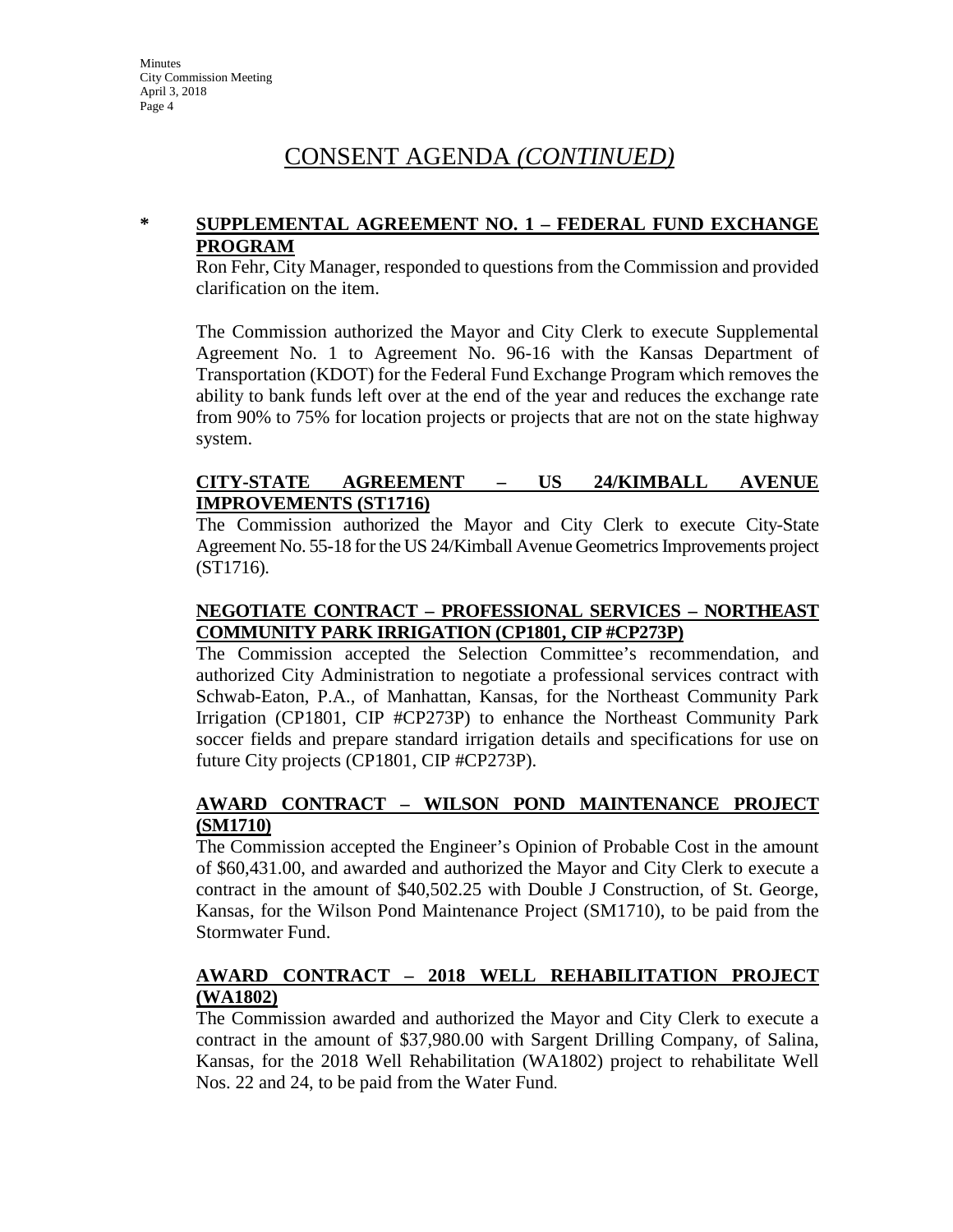# CONSENT AGENDA *(CONTINUED)*

**\* SUPPLEMENTAL AGREEMENT NO. 1 – FEDERAL FUND EXCHANGE PROGRAM**

Ron Fehr, City Manager, responded to questions from the Commission and provided clarification on the item.

The Commission authorized the Mayor and City Clerk to execute Supplemental Agreement No. 1 to Agreement No. 96-16 with the Kansas Department of Transportation (KDOT) for the Federal Fund Exchange Program which removes the ability to bank funds left over at the end of the year and reduces the exchange rate from 90% to 75% for location projects or projects that are not on the state highway system.

**CITY-STATE AGREEMENT – US 24/KIMBALL AVENUE IMPROVEMENTS (ST1716)**

The Commission authorized the Mayor and City Clerk to execute City-State Agreement No. 55-18 for the US 24/Kimball Avenue Geometrics Improvements project (ST1716).

**NEGOTIATE CONTRACT – PROFESSIONAL SERVICES – NORTHEAST COMMUNITY PARK IRRIGATION (CP1801, CIP #CP273P)**

The Commission accepted the Selection Committee's recommendation, and authorized City Administration to negotiate a professional services contract with Schwab-Eaton, P.A., of Manhattan, Kansas, for the Northeast Community Park Irrigation (CP1801, CIP #CP273P) to enhance the Northeast Community Park soccer fields and prepare standard irrigation details and specifications for use on future City projects (CP1801, CIP #CP273P).

**AWARD CONTRACT – WILSON POND MAINTENANCE PROJECT (SM1710)**

The Commission accepted the Engineer's Opinion of Probable Cost in the amount of $60,431.00, and awarded and authorized the Mayor and City Clerk to execute a contract in the amount of $40,502.25 with Double J Construction, of St. George, Kansas, for the Wilson Pond Maintenance Project (SM1710), to be paid from the Stormwater Fund.

**AWARD CONTRACT – 2018 WELL REHABILITATION PROJECT (WA1802)**

The Commission awarded and authorized the Mayor and City Clerk to execute a contract in the amount of $37,980.00 with Sargent Drilling Company, of Salina, Kansas, for the 2018 Well Rehabilitation (WA1802) project to rehabilitate Well Nos. 22 and 24, to be paid from the Water Fund.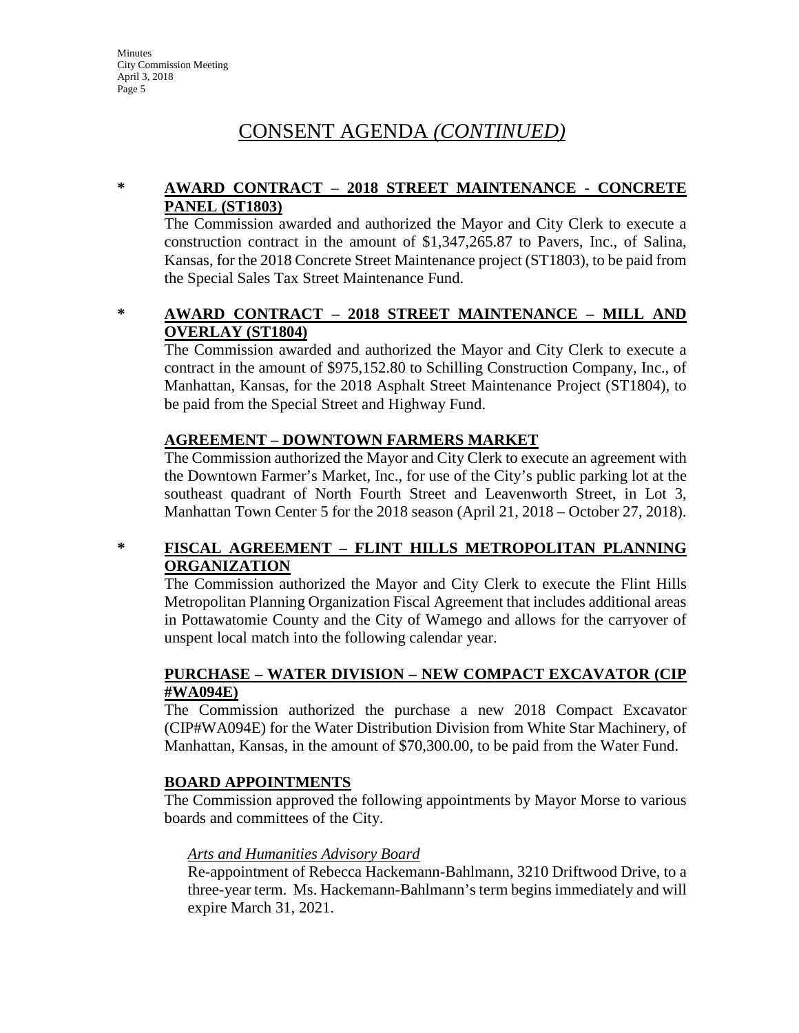# CONSENT AGENDA *(CONTINUED)*

**\* AWARD CONTRACT – 2018 STREET MAINTENANCE - CONCRETE PANEL (ST1803)**

The Commission awarded and authorized the Mayor and City Clerk to execute a construction contract in the amount of $1,347,265.87 to Pavers, Inc., of Salina, Kansas, for the 2018 Concrete Street Maintenance project (ST1803), to be paid from the Special Sales Tax Street Maintenance Fund.

**\* AWARD CONTRACT – 2018 STREET MAINTENANCE – MILL AND OVERLAY (ST1804)**

The Commission awarded and authorized the Mayor and City Clerk to execute a contract in the amount of $975,152.80 to Schilling Construction Company, Inc., of Manhattan, Kansas, for the 2018 Asphalt Street Maintenance Project (ST1804), to be paid from the Special Street and Highway Fund.

**AGREEMENT – DOWNTOWN FARMERS MARKET**

The Commission authorized the Mayor and City Clerk to execute an agreement with the Downtown Farmer's Market, Inc., for use of the City's public parking lot at the southeast quadrant of North Fourth Street and Leavenworth Street, in Lot 3, Manhattan Town Center 5 for the 2018 season (April 21, 2018 – October 27, 2018).

**\* FISCAL AGREEMENT – FLINT HILLS METROPOLITAN PLANNING ORGANIZATION**

The Commission authorized the Mayor and City Clerk to execute the Flint Hills Metropolitan Planning Organization Fiscal Agreement that includes additional areas in Pottawatomie County and the City of Wamego and allows for the carryover of unspent local match into the following calendar year.

**PURCHASE – WATER DIVISION – NEW COMPACT EXCAVATOR (CIP #WA094E)**

The Commission authorized the purchase a new 2018 Compact Excavator (CIP#WA094E) for the Water Distribution Division from White Star Machinery, of Manhattan, Kansas, in the amount of $70,300.00, to be paid from the Water Fund.

**BOARD APPOINTMENTS**

The Commission approved the following appointments by Mayor Morse to various boards and committees of the City.

*Arts and Humanities Advisory Board*

Re-appointment of Rebecca Hackemann-Bahlmann, 3210 Driftwood Drive, to a three-year term. Ms. Hackemann-Bahlmann's term begins immediately and will expire March 31, 2021.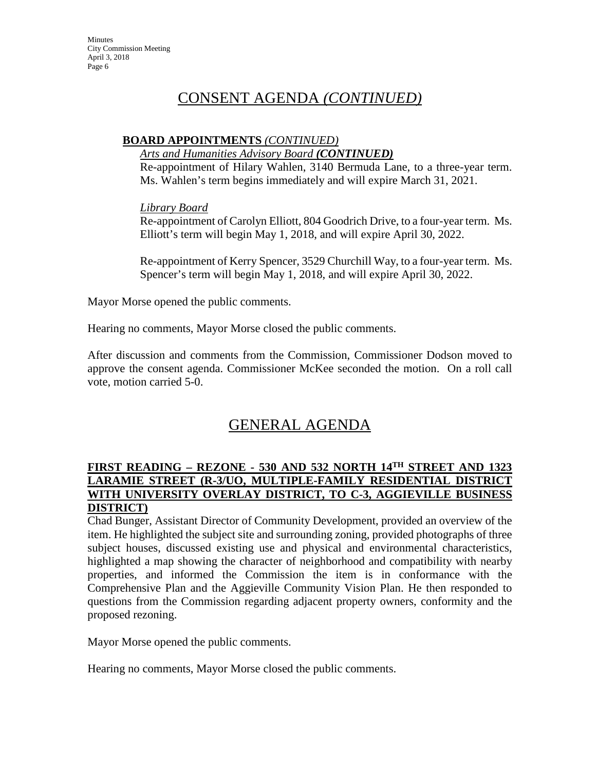# CONSENT AGENDA *(CONTINUED)*

**BOARD APPOINTMENTS** *(CONTINUED)*

*Arts and Humanities Advisory Board* ***(CONTINUED)***

Re-appointment of Hilary Wahlen, 3140 Bermuda Lane, to a three-year term. Ms. Wahlen's term begins immediately and will expire March 31, 2021.

*Library Board*

Re-appointment of Carolyn Elliott, 804 Goodrich Drive, to a four-year term. Ms. Elliott's term will begin May 1, 2018, and will expire April 30, 2022.

Re-appointment of Kerry Spencer, 3529 Churchill Way, to a four-year term. Ms. Spencer's term will begin May 1, 2018, and will expire April 30, 2022.

Mayor Morse opened the public comments.

Hearing no comments, Mayor Morse closed the public comments.

After discussion and comments from the Commission, Commissioner Dodson moved to approve the consent agenda. Commissioner McKee seconded the motion. On a roll call vote, motion carried 5-0.

# GENERAL AGENDA

**FIRST READING – REZONE - 530 AND 532 NORTH 14TH STREET AND 1323 LARAMIE STREET (R-3/UO, MULTIPLE-FAMILY RESIDENTIAL DISTRICT WITH UNIVERSITY OVERLAY DISTRICT, TO C-3, AGGIEVILLE BUSINESS DISTRICT)**

Chad Bunger, Assistant Director of Community Development, provided an overview of the item. He highlighted the subject site and surrounding zoning, provided photographs of three subject houses, discussed existing use and physical and environmental characteristics, highlighted a map showing the character of neighborhood and compatibility with nearby properties, and informed the Commission the item is in conformance with the Comprehensive Plan and the Aggieville Community Vision Plan. He then responded to questions from the Commission regarding adjacent property owners, conformity and the proposed rezoning.

Mayor Morse opened the public comments.

Hearing no comments, Mayor Morse closed the public comments.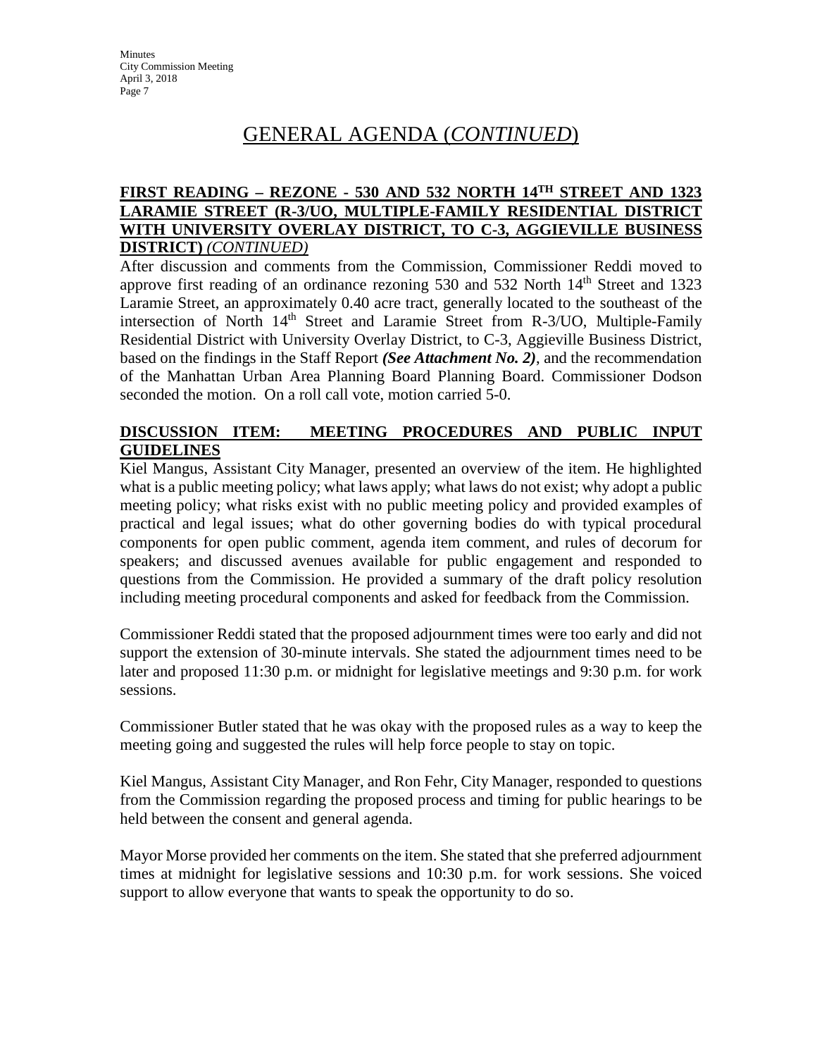# GENERAL AGENDA (*CONTINUED*)

**FIRST READING – REZONE - 530 AND 532 NORTH 14TH STREET AND 1323 LARAMIE STREET (R-3/UO, MULTIPLE-FAMILY RESIDENTIAL DISTRICT WITH UNIVERSITY OVERLAY DISTRICT, TO C-3, AGGIEVILLE BUSINESS DISTRICT)** ***(CONTINUED)***

After discussion and comments from the Commission, Commissioner Reddi moved to approve first reading of an ordinance rezoning 530 and 532 North 14th Street and 1323 Laramie Street, an approximately 0.40 acre tract, generally located to the southeast of the intersection of North 14th Street and Laramie Street from R-3/UO, Multiple-Family Residential District with University Overlay District, to C-3, Aggieville Business District, based on the findings in the Staff Report ***(See Attachment No. 2)***, and the recommendation of the Manhattan Urban Area Planning Board Planning Board. Commissioner Dodson seconded the motion. On a roll call vote, motion carried 5-0.

**DISCUSSION ITEM: MEETING PROCEDURES AND PUBLIC INPUT GUIDELINES**

Kiel Mangus, Assistant City Manager, presented an overview of the item. He highlighted what is a public meeting policy; what laws apply; what laws do not exist; why adopt a public meeting policy; what risks exist with no public meeting policy and provided examples of practical and legal issues; what do other governing bodies do with typical procedural components for open public comment, agenda item comment, and rules of decorum for speakers; and discussed avenues available for public engagement and responded to questions from the Commission. He provided a summary of the draft policy resolution including meeting procedural components and asked for feedback from the Commission.

Commissioner Reddi stated that the proposed adjournment times were too early and did not support the extension of 30-minute intervals. She stated the adjournment times need to be later and proposed 11:30 p.m. or midnight for legislative meetings and 9:30 p.m. for work sessions.

Commissioner Butler stated that he was okay with the proposed rules as a way to keep the meeting going and suggested the rules will help force people to stay on topic.

Kiel Mangus, Assistant City Manager, and Ron Fehr, City Manager, responded to questions from the Commission regarding the proposed process and timing for public hearings to be held between the consent and general agenda.

Mayor Morse provided her comments on the item. She stated that she preferred adjournment times at midnight for legislative sessions and 10:30 p.m. for work sessions. She voiced support to allow everyone that wants to speak the opportunity to do so.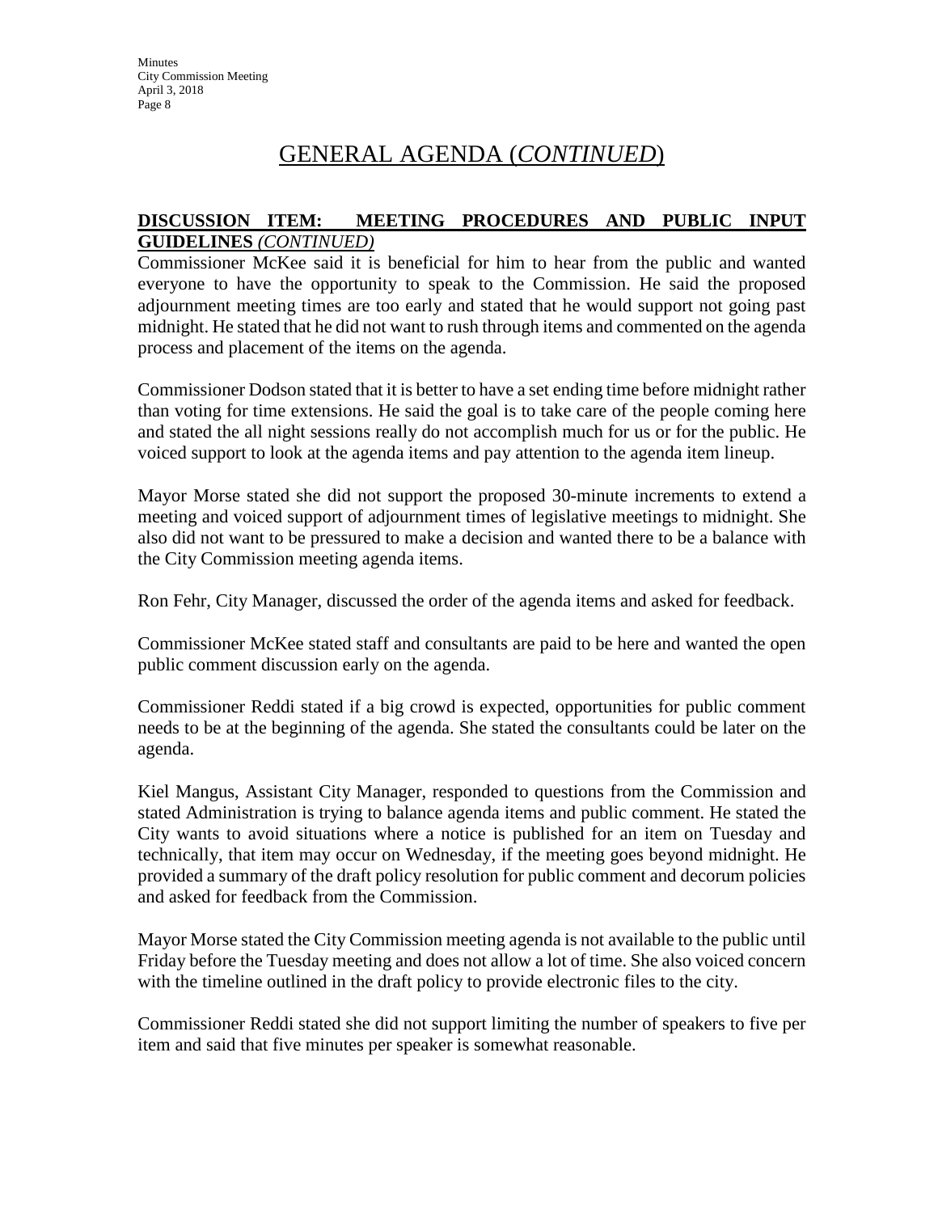# GENERAL AGENDA (*CONTINUED*)

**DISCUSSION ITEM: MEETING PROCEDURES AND PUBLIC INPUT GUIDELINES** ***(CONTINUED)***

Commissioner McKee said it is beneficial for him to hear from the public and wanted everyone to have the opportunity to speak to the Commission. He said the proposed adjournment meeting times are too early and stated that he would support not going past midnight. He stated that he did not want to rush through items and commented on the agenda process and placement of the items on the agenda.

Commissioner Dodson stated that it is better to have a set ending time before midnight rather than voting for time extensions. He said the goal is to take care of the people coming here and stated the all night sessions really do not accomplish much for us or for the public. He voiced support to look at the agenda items and pay attention to the agenda item lineup.

Mayor Morse stated she did not support the proposed 30-minute increments to extend a meeting and voiced support of adjournment times of legislative meetings to midnight. She also did not want to be pressured to make a decision and wanted there to be a balance with the City Commission meeting agenda items.

Ron Fehr, City Manager, discussed the order of the agenda items and asked for feedback.

Commissioner McKee stated staff and consultants are paid to be here and wanted the open public comment discussion early on the agenda.

Commissioner Reddi stated if a big crowd is expected, opportunities for public comment needs to be at the beginning of the agenda. She stated the consultants could be later on the agenda.

Kiel Mangus, Assistant City Manager, responded to questions from the Commission and stated Administration is trying to balance agenda items and public comment. He stated the City wants to avoid situations where a notice is published for an item on Tuesday and technically, that item may occur on Wednesday, if the meeting goes beyond midnight. He provided a summary of the draft policy resolution for public comment and decorum policies and asked for feedback from the Commission.

Mayor Morse stated the City Commission meeting agenda is not available to the public until Friday before the Tuesday meeting and does not allow a lot of time. She also voiced concern with the timeline outlined in the draft policy to provide electronic files to the city.

Commissioner Reddi stated she did not support limiting the number of speakers to five per item and said that five minutes per speaker is somewhat reasonable.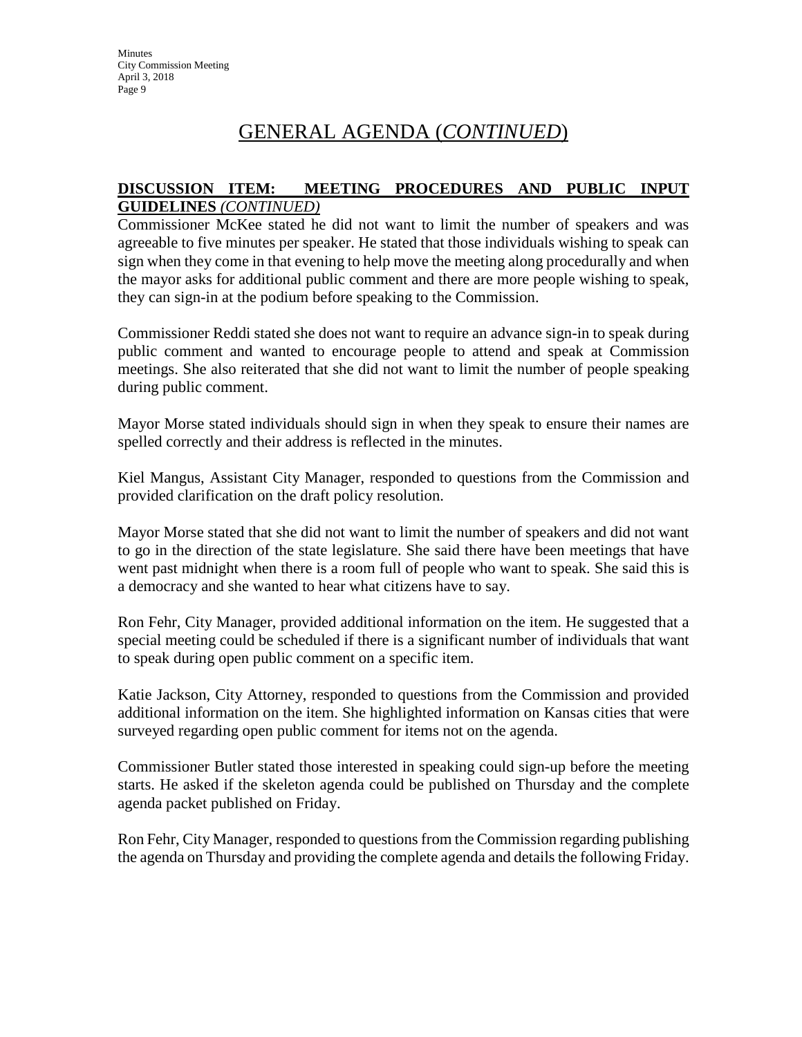# GENERAL AGENDA (*CONTINUED*)

**DISCUSSION ITEM: MEETING PROCEDURES AND PUBLIC INPUT GUIDELINES** *(CONTINUED)*

Commissioner McKee stated he did not want to limit the number of speakers and was agreeable to five minutes per speaker. He stated that those individuals wishing to speak can sign when they come in that evening to help move the meeting along procedurally and when the mayor asks for additional public comment and there are more people wishing to speak, they can sign-in at the podium before speaking to the Commission.

Commissioner Reddi stated she does not want to require an advance sign-in to speak during public comment and wanted to encourage people to attend and speak at Commission meetings. She also reiterated that she did not want to limit the number of people speaking during public comment.

Mayor Morse stated individuals should sign in when they speak to ensure their names are spelled correctly and their address is reflected in the minutes.

Kiel Mangus, Assistant City Manager, responded to questions from the Commission and provided clarification on the draft policy resolution.

Mayor Morse stated that she did not want to limit the number of speakers and did not want to go in the direction of the state legislature. She said there have been meetings that have went past midnight when there is a room full of people who want to speak. She said this is a democracy and she wanted to hear what citizens have to say.

Ron Fehr, City Manager, provided additional information on the item. He suggested that a special meeting could be scheduled if there is a significant number of individuals that want to speak during open public comment on a specific item.

Katie Jackson, City Attorney, responded to questions from the Commission and provided additional information on the item. She highlighted information on Kansas cities that were surveyed regarding open public comment for items not on the agenda.

Commissioner Butler stated those interested in speaking could sign-up before the meeting starts. He asked if the skeleton agenda could be published on Thursday and the complete agenda packet published on Friday.

Ron Fehr, City Manager, responded to questions from the Commission regarding publishing the agenda on Thursday and providing the complete agenda and details the following Friday.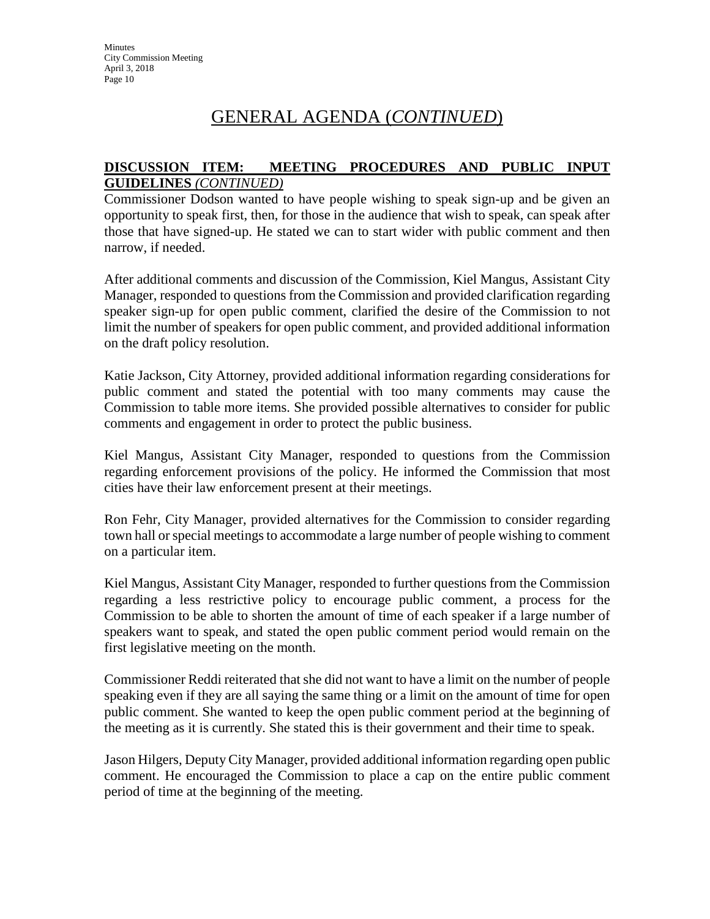# GENERAL AGENDA (*CONTINUED*)

**DISCUSSION ITEM: MEETING PROCEDURES AND PUBLIC INPUT GUIDELINES** *(CONTINUED)*

Commissioner Dodson wanted to have people wishing to speak sign-up and be given an opportunity to speak first, then, for those in the audience that wish to speak, can speak after those that have signed-up. He stated we can to start wider with public comment and then narrow, if needed.

After additional comments and discussion of the Commission, Kiel Mangus, Assistant City Manager, responded to questions from the Commission and provided clarification regarding speaker sign-up for open public comment, clarified the desire of the Commission to not limit the number of speakers for open public comment, and provided additional information on the draft policy resolution.

Katie Jackson, City Attorney, provided additional information regarding considerations for public comment and stated the potential with too many comments may cause the Commission to table more items. She provided possible alternatives to consider for public comments and engagement in order to protect the public business.

Kiel Mangus, Assistant City Manager, responded to questions from the Commission regarding enforcement provisions of the policy. He informed the Commission that most cities have their law enforcement present at their meetings.

Ron Fehr, City Manager, provided alternatives for the Commission to consider regarding town hall or special meetings to accommodate a large number of people wishing to comment on a particular item.

Kiel Mangus, Assistant City Manager, responded to further questions from the Commission regarding a less restrictive policy to encourage public comment, a process for the Commission to be able to shorten the amount of time of each speaker if a large number of speakers want to speak, and stated the open public comment period would remain on the first legislative meeting on the month.

Commissioner Reddi reiterated that she did not want to have a limit on the number of people speaking even if they are all saying the same thing or a limit on the amount of time for open public comment. She wanted to keep the open public comment period at the beginning of the meeting as it is currently. She stated this is their government and their time to speak.

Jason Hilgers, Deputy City Manager, provided additional information regarding open public comment. He encouraged the Commission to place a cap on the entire public comment period of time at the beginning of the meeting.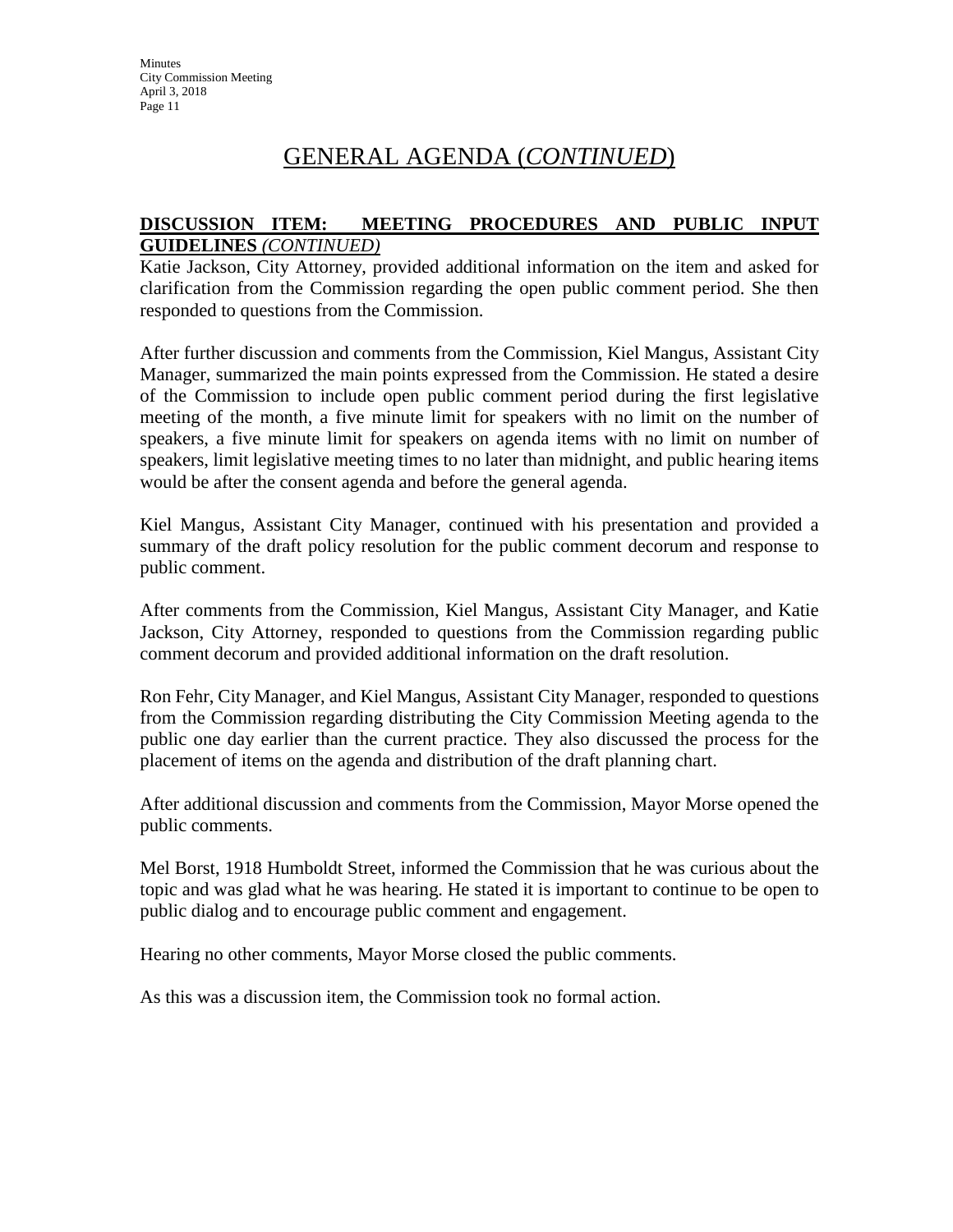# GENERAL AGENDA (*CONTINUED*)

**DISCUSSION ITEM: MEETING PROCEDURES AND PUBLIC INPUT GUIDELINES** *(CONTINUED)*

Katie Jackson, City Attorney, provided additional information on the item and asked for clarification from the Commission regarding the open public comment period. She then responded to questions from the Commission.

After further discussion and comments from the Commission, Kiel Mangus, Assistant City Manager, summarized the main points expressed from the Commission. He stated a desire of the Commission to include open public comment period during the first legislative meeting of the month, a five minute limit for speakers with no limit on the number of speakers, a five minute limit for speakers on agenda items with no limit on number of speakers, limit legislative meeting times to no later than midnight, and public hearing items would be after the consent agenda and before the general agenda.

Kiel Mangus, Assistant City Manager, continued with his presentation and provided a summary of the draft policy resolution for the public comment decorum and response to public comment.

After comments from the Commission, Kiel Mangus, Assistant City Manager, and Katie Jackson, City Attorney, responded to questions from the Commission regarding public comment decorum and provided additional information on the draft resolution.

Ron Fehr, City Manager, and Kiel Mangus, Assistant City Manager, responded to questions from the Commission regarding distributing the City Commission Meeting agenda to the public one day earlier than the current practice. They also discussed the process for the placement of items on the agenda and distribution of the draft planning chart.

After additional discussion and comments from the Commission, Mayor Morse opened the public comments.

Mel Borst, 1918 Humboldt Street, informed the Commission that he was curious about the topic and was glad what he was hearing. He stated it is important to continue to be open to public dialog and to encourage public comment and engagement.

Hearing no other comments, Mayor Morse closed the public comments.

As this was a discussion item, the Commission took no formal action.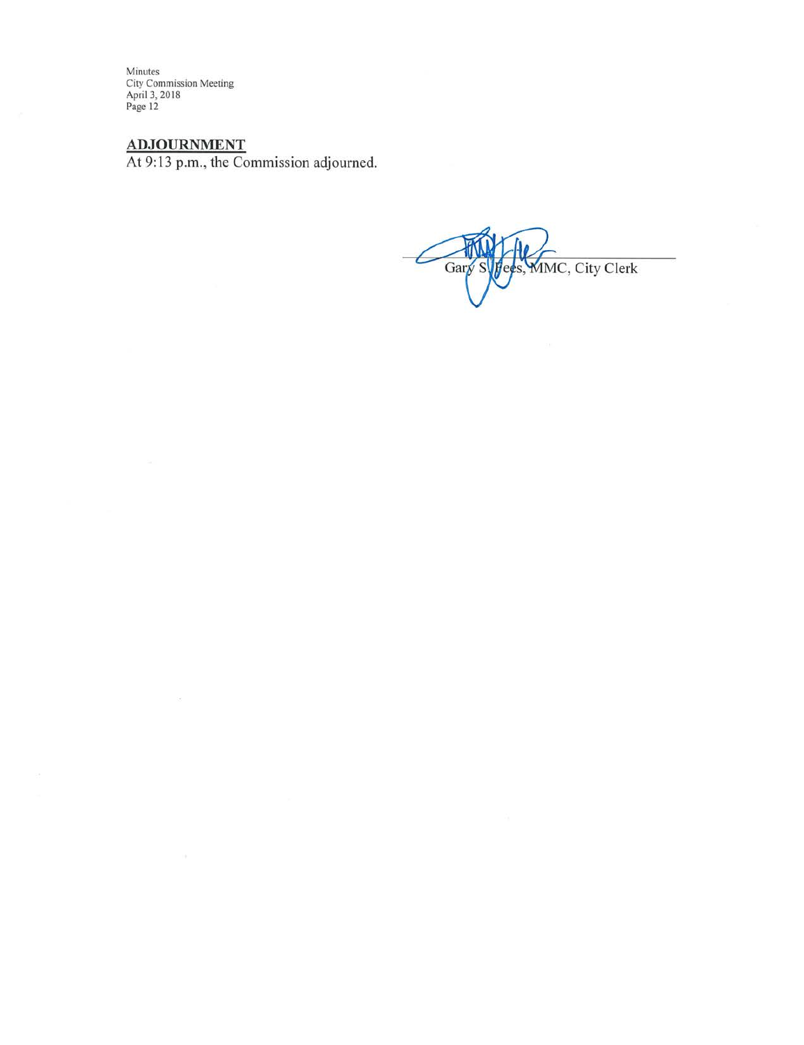## ADJOURNMENT

At 9:13 p.m., the Commission adjourned.

Gary S. Fees, MMC, City Clerk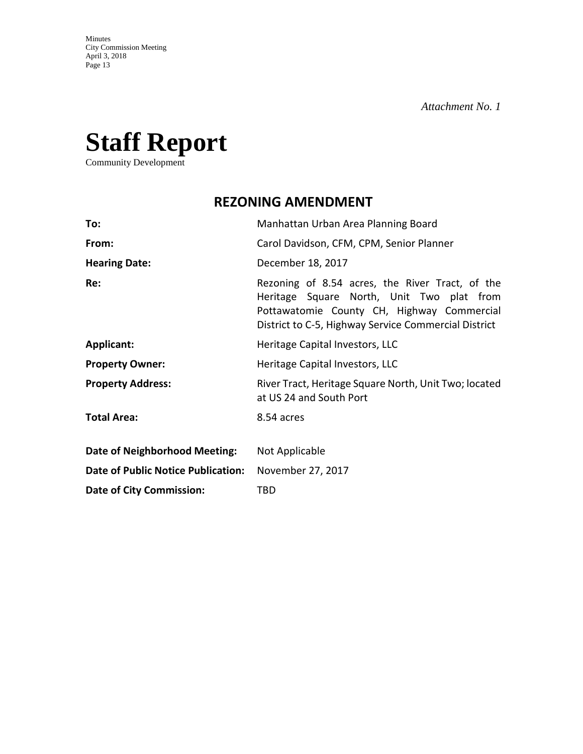*Attachment No. 1*

# Staff Report

Community Development

## REZONING AMENDMENT

| | |
|---|---|
| **To:** | Manhattan Urban Area Planning Board |
| **From:** | Carol Davidson, CFM, CPM, Senior Planner |
| **Hearing Date:** | December 18, 2017 |
| **Re:** | Rezoning of 8.54 acres, the River Tract, of the Heritage Square North, Unit Two plat from Pottawatomie County CH, Highway Commercial District to C-5, Highway Service Commercial District |
| **Applicant:** | Heritage Capital Investors, LLC |
| **Property Owner:** | Heritage Capital Investors, LLC |
| **Property Address:** | River Tract, Heritage Square North, Unit Two; located at US 24 and South Port |
| **Total Area:** | 8.54 acres |
| **Date of Neighborhood Meeting:** | Not Applicable |
| **Date of Public Notice Publication:** | November 27, 2017 |
| **Date of City Commission:** | TBD |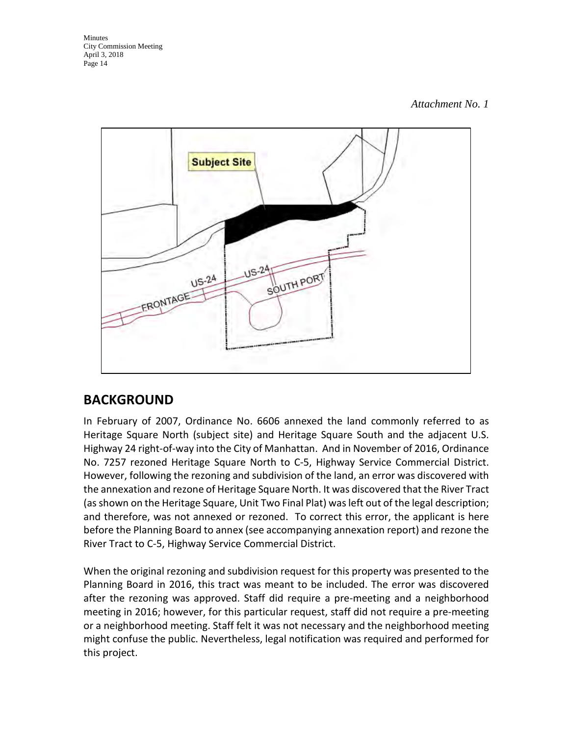*Attachment No. 1*

## BACKGROUND

In February of 2007, Ordinance No. 6606 annexed the land commonly referred to as Heritage Square North (subject site) and Heritage Square South and the adjacent U.S. Highway 24 right-of-way into the City of Manhattan. And in November of 2016, Ordinance No. 7257 rezoned Heritage Square North to C-5, Highway Service Commercial District. However, following the rezoning and subdivision of the land, an error was discovered with the annexation and rezone of Heritage Square North. It was discovered that the River Tract (as shown on the Heritage Square, Unit Two Final Plat) was left out of the legal description; and therefore, was not annexed or rezoned. To correct this error, the applicant is here before the Planning Board to annex (see accompanying annexation report) and rezone the River Tract to C-5, Highway Service Commercial District.

When the original rezoning and subdivision request for this property was presented to the Planning Board in 2016, this tract was meant to be included. The error was discovered after the rezoning was approved. Staff did require a pre-meeting and a neighborhood meeting in 2016; however, for this particular request, staff did not require a pre-meeting or a neighborhood meeting. Staff felt it was not necessary and the neighborhood meeting might confuse the public. Nevertheless, legal notification was required and performed for this project.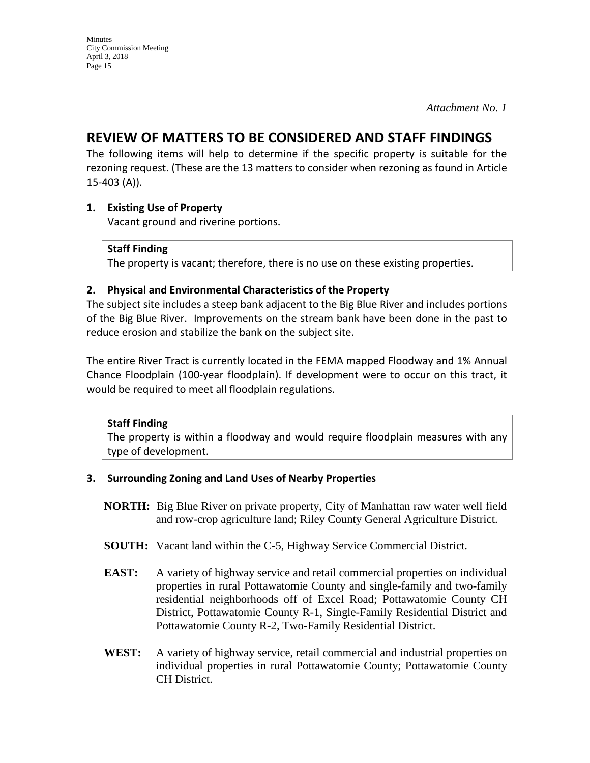*Attachment No. 1*

# REVIEW OF MATTERS TO BE CONSIDERED AND STAFF FINDINGS

The following items will help to determine if the specific property is suitable for the rezoning request. (These are the 13 matters to consider when rezoning as found in Article 15-403 (A)).

**1. Existing Use of Property**

Vacant ground and riverine portions.

> **Staff Finding**
> The property is vacant; therefore, there is no use on these existing properties.

**2. Physical and Environmental Characteristics of the Property**

The subject site includes a steep bank adjacent to the Big Blue River and includes portions of the Big Blue River. Improvements on the stream bank have been done in the past to reduce erosion and stabilize the bank on the subject site.

The entire River Tract is currently located in the FEMA mapped Floodway and 1% Annual Chance Floodplain (100-year floodplain). If development were to occur on this tract, it would be required to meet all floodplain regulations.

> **Staff Finding**
> The property is within a floodway and would require floodplain measures with any type of development.

**3. Surrounding Zoning and Land Uses of Nearby Properties**

**NORTH:** Big Blue River on private property, City of Manhattan raw water well field and row-crop agriculture land; Riley County General Agriculture District.

**SOUTH:** Vacant land within the C-5, Highway Service Commercial District.

**EAST:** A variety of highway service and retail commercial properties on individual properties in rural Pottawatomie County and single-family and two-family residential neighborhoods off of Excel Road; Pottawatomie County CH District, Pottawatomie County R-1, Single-Family Residential District and Pottawatomie County R-2, Two-Family Residential District.

**WEST:** A variety of highway service, retail commercial and industrial properties on individual properties in rural Pottawatomie County; Pottawatomie County CH District.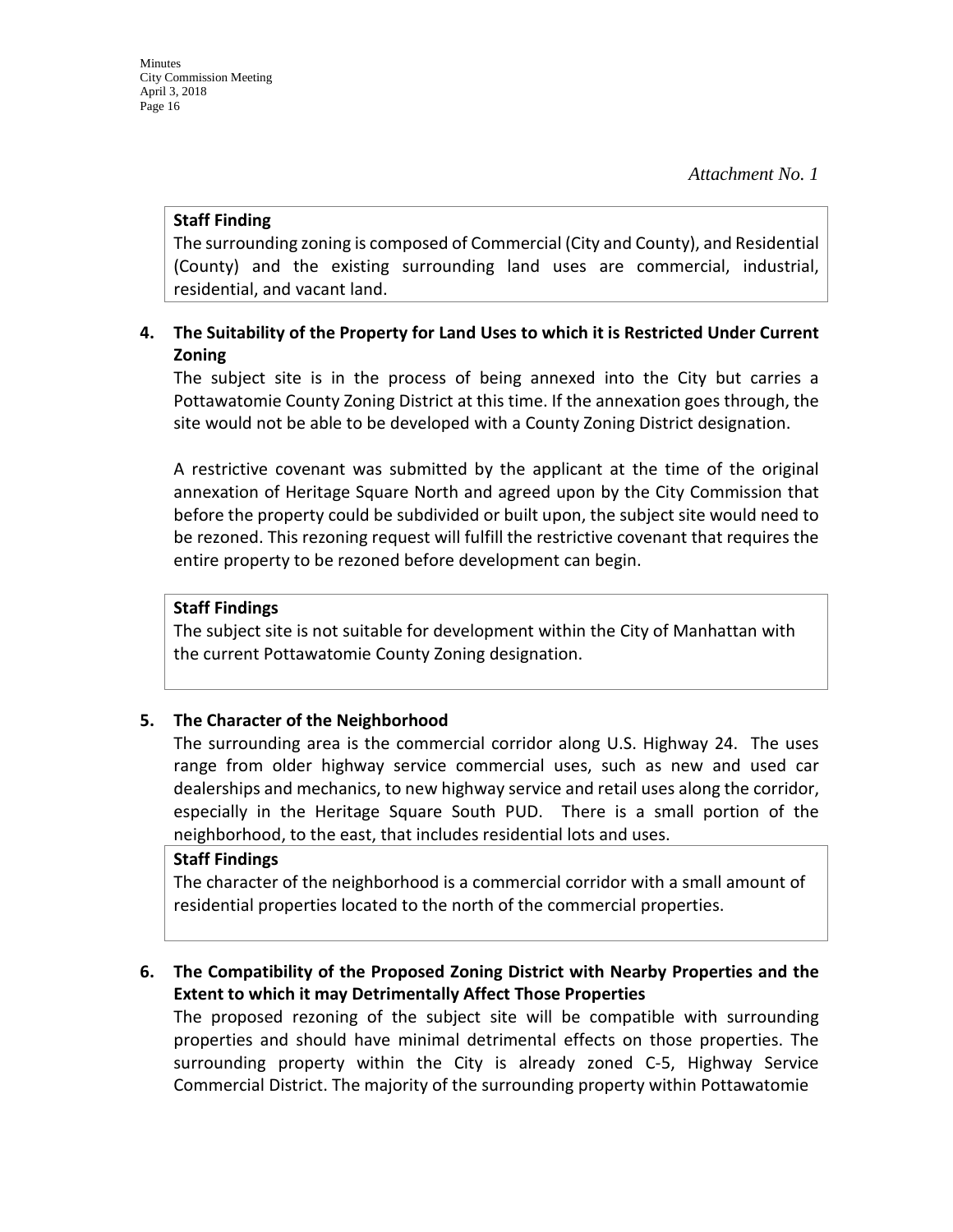*Attachment No. 1*

**Staff Finding**

The surrounding zoning is composed of Commercial (City and County), and Residential (County) and the existing surrounding land uses are commercial, industrial, residential, and vacant land.

**4. The Suitability of the Property for Land Uses to which it is Restricted Under Current Zoning**

The subject site is in the process of being annexed into the City but carries a Pottawatomie County Zoning District at this time. If the annexation goes through, the site would not be able to be developed with a County Zoning District designation.

A restrictive covenant was submitted by the applicant at the time of the original annexation of Heritage Square North and agreed upon by the City Commission that before the property could be subdivided or built upon, the subject site would need to be rezoned. This rezoning request will fulfill the restrictive covenant that requires the entire property to be rezoned before development can begin.

**Staff Findings**

The subject site is not suitable for development within the City of Manhattan with the current Pottawatomie County Zoning designation.

**5. The Character of the Neighborhood**

The surrounding area is the commercial corridor along U.S. Highway 24. The uses range from older highway service commercial uses, such as new and used car dealerships and mechanics, to new highway service and retail uses along the corridor, especially in the Heritage Square South PUD. There is a small portion of the neighborhood, to the east, that includes residential lots and uses.

**Staff Findings**

The character of the neighborhood is a commercial corridor with a small amount of residential properties located to the north of the commercial properties.

**6. The Compatibility of the Proposed Zoning District with Nearby Properties and the Extent to which it may Detrimentally Affect Those Properties**

The proposed rezoning of the subject site will be compatible with surrounding properties and should have minimal detrimental effects on those properties. The surrounding property within the City is already zoned C-5, Highway Service Commercial District. The majority of the surrounding property within Pottawatomie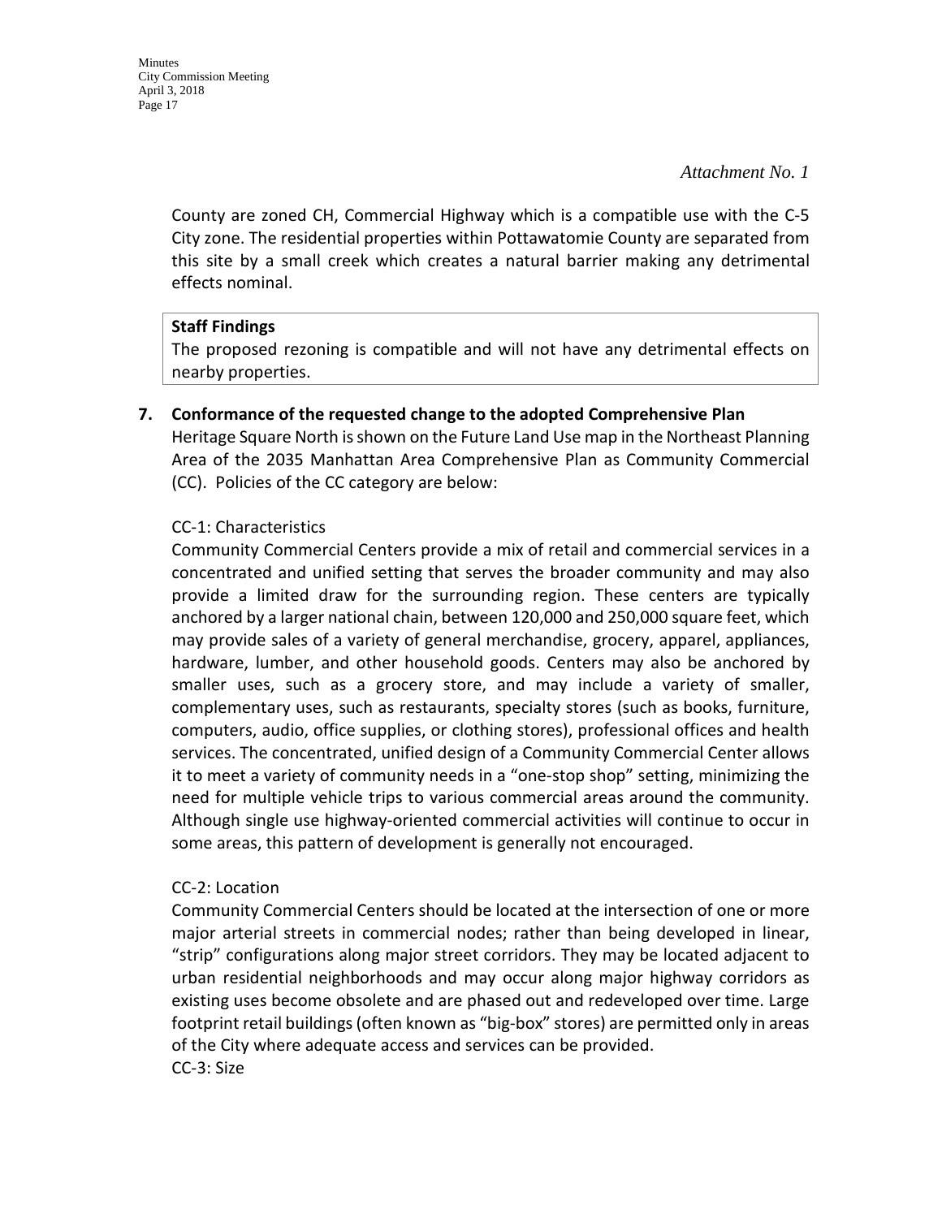*Attachment No. 1*

County are zoned CH, Commercial Highway which is a compatible use with the C-5 City zone. The residential properties within Pottawatomie County are separated from this site by a small creek which creates a natural barrier making any detrimental effects nominal.

**Staff Findings**
The proposed rezoning is compatible and will not have any detrimental effects on nearby properties.

**7. Conformance of the requested change to the adopted Comprehensive Plan**

Heritage Square North is shown on the Future Land Use map in the Northeast Planning Area of the 2035 Manhattan Area Comprehensive Plan as Community Commercial (CC). Policies of the CC category are below:

CC-1: Characteristics

Community Commercial Centers provide a mix of retail and commercial services in a concentrated and unified setting that serves the broader community and may also provide a limited draw for the surrounding region. These centers are typically anchored by a larger national chain, between 120,000 and 250,000 square feet, which may provide sales of a variety of general merchandise, grocery, apparel, appliances, hardware, lumber, and other household goods. Centers may also be anchored by smaller uses, such as a grocery store, and may include a variety of smaller, complementary uses, such as restaurants, specialty stores (such as books, furniture, computers, audio, office supplies, or clothing stores), professional offices and health services. The concentrated, unified design of a Community Commercial Center allows it to meet a variety of community needs in a "one-stop shop" setting, minimizing the need for multiple vehicle trips to various commercial areas around the community. Although single use highway-oriented commercial activities will continue to occur in some areas, this pattern of development is generally not encouraged.

CC-2: Location

Community Commercial Centers should be located at the intersection of one or more major arterial streets in commercial nodes; rather than being developed in linear, "strip" configurations along major street corridors. They may be located adjacent to urban residential neighborhoods and may occur along major highway corridors as existing uses become obsolete and are phased out and redeveloped over time. Large footprint retail buildings (often known as "big-box" stores) are permitted only in areas of the City where adequate access and services can be provided.

CC-3: Size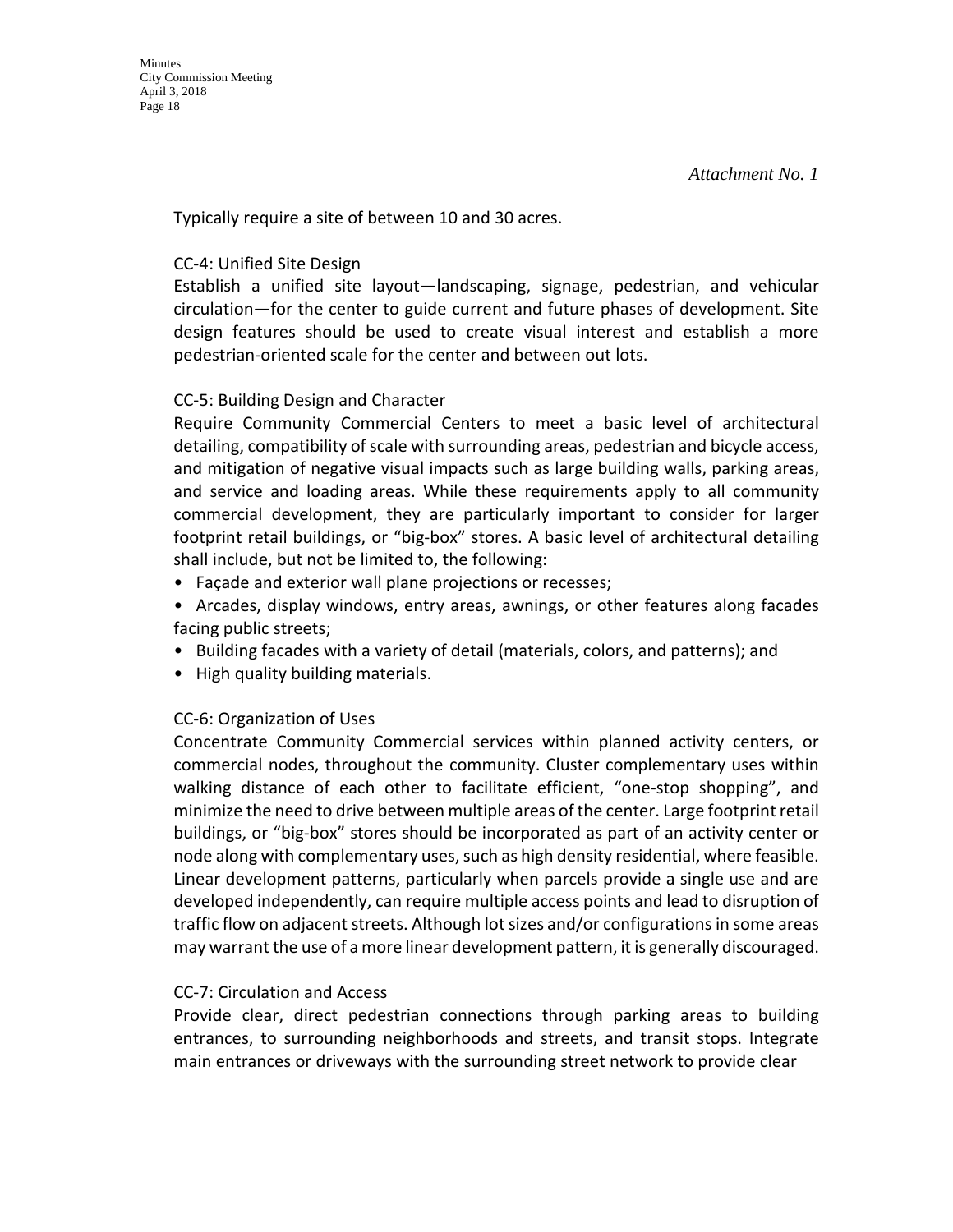*Attachment No. 1*

Typically require a site of between 10 and 30 acres.

CC-4: Unified Site Design

Establish a unified site layout—landscaping, signage, pedestrian, and vehicular circulation—for the center to guide current and future phases of development. Site design features should be used to create visual interest and establish a more pedestrian-oriented scale for the center and between out lots.

CC-5: Building Design and Character

Require Community Commercial Centers to meet a basic level of architectural detailing, compatibility of scale with surrounding areas, pedestrian and bicycle access, and mitigation of negative visual impacts such as large building walls, parking areas, and service and loading areas. While these requirements apply to all community commercial development, they are particularly important to consider for larger footprint retail buildings, or "big-box" stores. A basic level of architectural detailing shall include, but not be limited to, the following:

- Façade and exterior wall plane projections or recesses;
- Arcades, display windows, entry areas, awnings, or other features along facades facing public streets;
- Building facades with a variety of detail (materials, colors, and patterns); and
- High quality building materials.

CC-6: Organization of Uses

Concentrate Community Commercial services within planned activity centers, or commercial nodes, throughout the community. Cluster complementary uses within walking distance of each other to facilitate efficient, "one-stop shopping", and minimize the need to drive between multiple areas of the center. Large footprint retail buildings, or "big-box" stores should be incorporated as part of an activity center or node along with complementary uses, such as high density residential, where feasible. Linear development patterns, particularly when parcels provide a single use and are developed independently, can require multiple access points and lead to disruption of traffic flow on adjacent streets. Although lot sizes and/or configurations in some areas may warrant the use of a more linear development pattern, it is generally discouraged.

CC-7: Circulation and Access

Provide clear, direct pedestrian connections through parking areas to building entrances, to surrounding neighborhoods and streets, and transit stops. Integrate main entrances or driveways with the surrounding street network to provide clear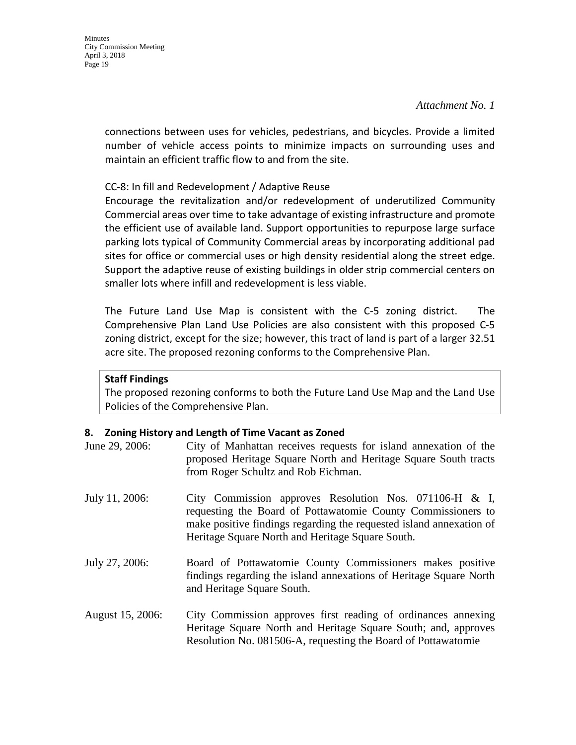*Attachment No. 1*

connections between uses for vehicles, pedestrians, and bicycles. Provide a limited number of vehicle access points to minimize impacts on surrounding uses and maintain an efficient traffic flow to and from the site.

CC-8: In fill and Redevelopment / Adaptive Reuse

Encourage the revitalization and/or redevelopment of underutilized Community Commercial areas over time to take advantage of existing infrastructure and promote the efficient use of available land. Support opportunities to repurpose large surface parking lots typical of Community Commercial areas by incorporating additional pad sites for office or commercial uses or high density residential along the street edge. Support the adaptive reuse of existing buildings in older strip commercial centers on smaller lots where infill and redevelopment is less viable.

The Future Land Use Map is consistent with the C-5 zoning district. The Comprehensive Plan Land Use Policies are also consistent with this proposed C-5 zoning district, except for the size; however, this tract of land is part of a larger 32.51 acre site. The proposed rezoning conforms to the Comprehensive Plan.

**Staff Findings**

The proposed rezoning conforms to both the Future Land Use Map and the Land Use Policies of the Comprehensive Plan.

### 8. Zoning History and Length of Time Vacant as Zoned

June 29, 2006: City of Manhattan receives requests for island annexation of the proposed Heritage Square North and Heritage Square South tracts from Roger Schultz and Rob Eichman.

July 11, 2006: City Commission approves Resolution Nos. 071106-H & I, requesting the Board of Pottawatomie County Commissioners to make positive findings regarding the requested island annexation of Heritage Square North and Heritage Square South.

July 27, 2006: Board of Pottawatomie County Commissioners makes positive findings regarding the island annexations of Heritage Square North and Heritage Square South.

August 15, 2006: City Commission approves first reading of ordinances annexing Heritage Square North and Heritage Square South; and, approves Resolution No. 081506-A, requesting the Board of Pottawatomie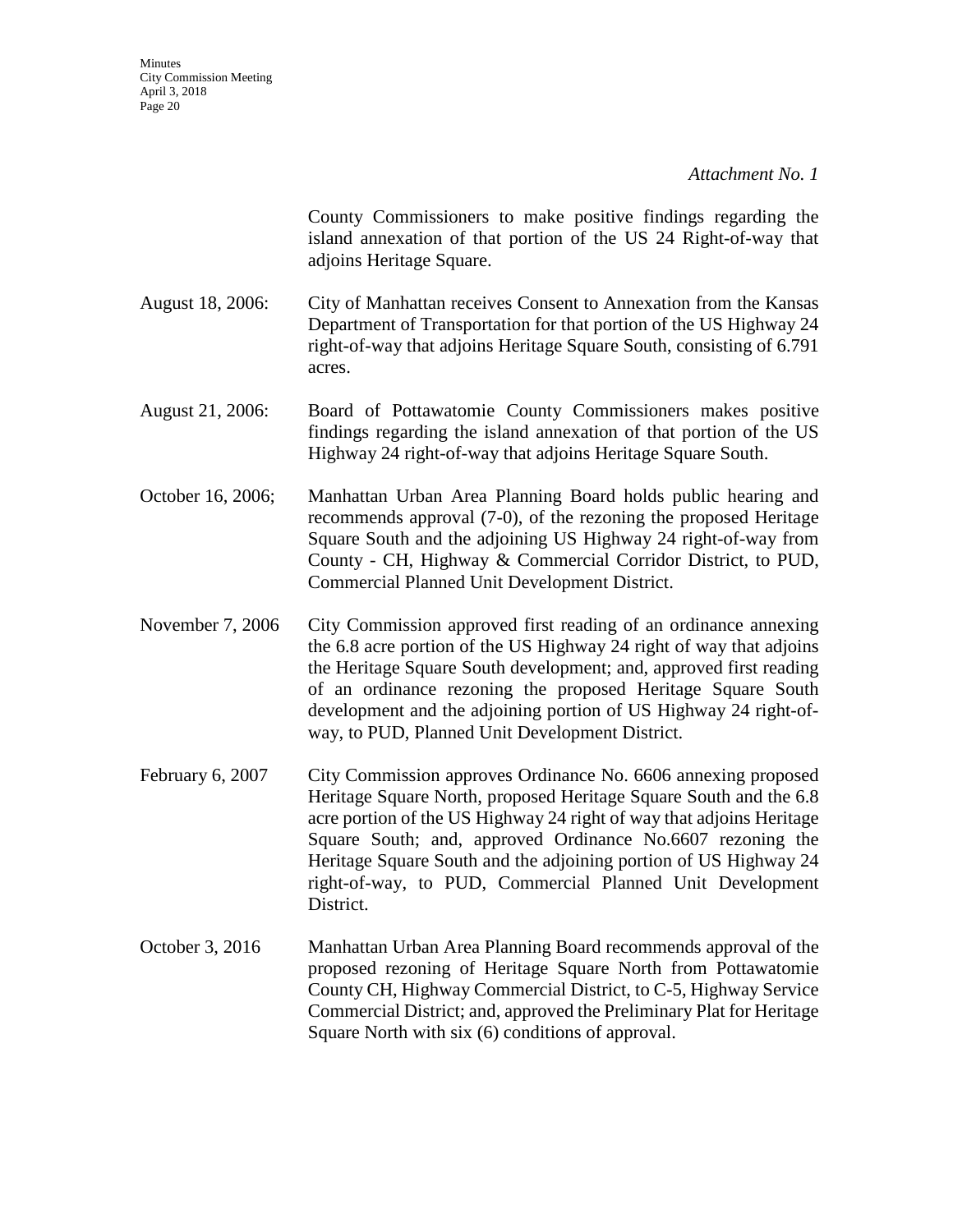*Attachment No. 1*

County Commissioners to make positive findings regarding the island annexation of that portion of the US 24 Right-of-way that adjoins Heritage Square.

August 18, 2006: City of Manhattan receives Consent to Annexation from the Kansas Department of Transportation for that portion of the US Highway 24 right-of-way that adjoins Heritage Square South, consisting of 6.791 acres.

August 21, 2006: Board of Pottawatomie County Commissioners makes positive findings regarding the island annexation of that portion of the US Highway 24 right-of-way that adjoins Heritage Square South.

October 16, 2006; Manhattan Urban Area Planning Board holds public hearing and recommends approval (7-0), of the rezoning the proposed Heritage Square South and the adjoining US Highway 24 right-of-way from County - CH, Highway & Commercial Corridor District, to PUD, Commercial Planned Unit Development District.

November 7, 2006 City Commission approved first reading of an ordinance annexing the 6.8 acre portion of the US Highway 24 right of way that adjoins the Heritage Square South development; and, approved first reading of an ordinance rezoning the proposed Heritage Square South development and the adjoining portion of US Highway 24 right-of-way, to PUD, Planned Unit Development District.

February 6, 2007 City Commission approves Ordinance No. 6606 annexing proposed Heritage Square North, proposed Heritage Square South and the 6.8 acre portion of the US Highway 24 right of way that adjoins Heritage Square South; and, approved Ordinance No.6607 rezoning the Heritage Square South and the adjoining portion of US Highway 24 right-of-way, to PUD, Commercial Planned Unit Development District.

October 3, 2016 Manhattan Urban Area Planning Board recommends approval of the proposed rezoning of Heritage Square North from Pottawatomie County CH, Highway Commercial District, to C-5, Highway Service Commercial District; and, approved the Preliminary Plat for Heritage Square North with six (6) conditions of approval.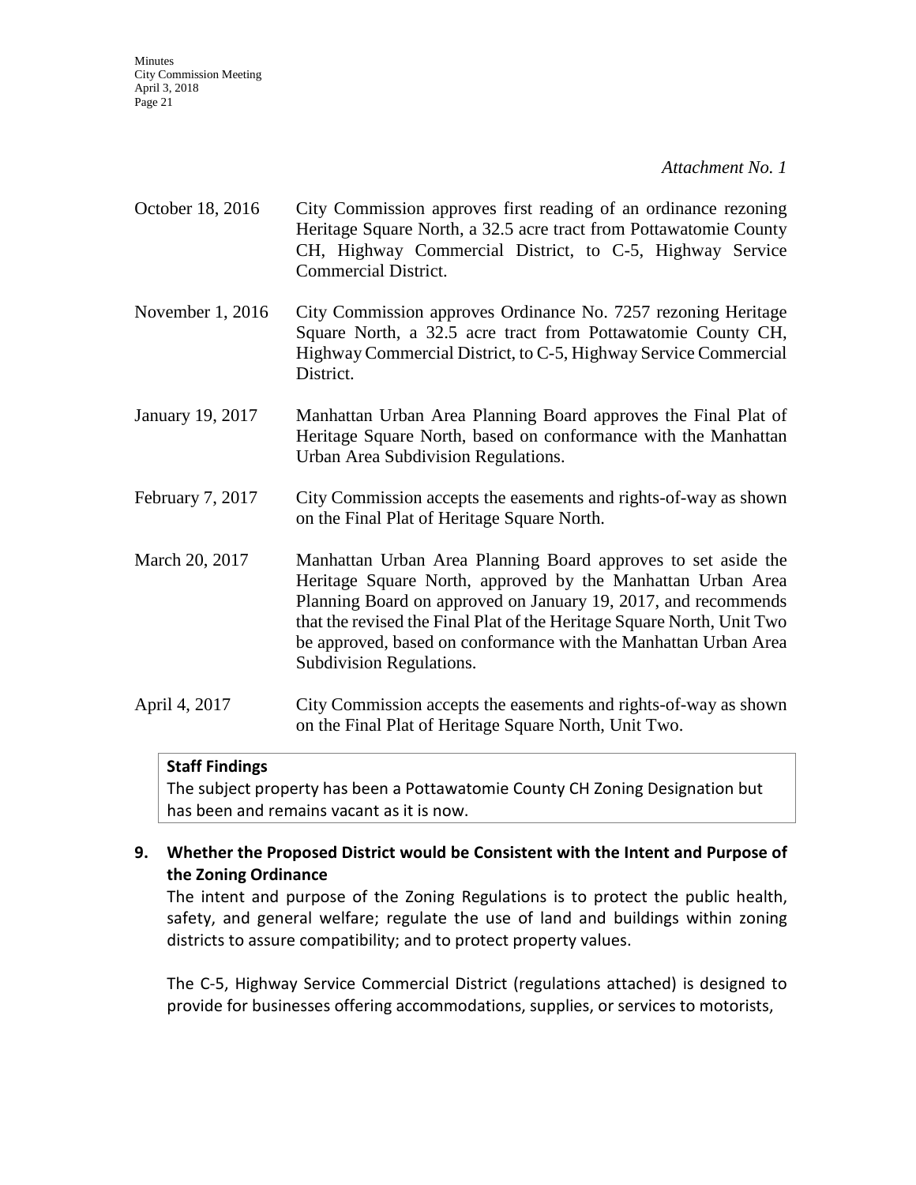*Attachment No. 1*

October 18, 2016 — City Commission approves first reading of an ordinance rezoning Heritage Square North, a 32.5 acre tract from Pottawatomie County CH, Highway Commercial District, to C-5, Highway Service Commercial District.

November 1, 2016 — City Commission approves Ordinance No. 7257 rezoning Heritage Square North, a 32.5 acre tract from Pottawatomie County CH, Highway Commercial District, to C-5, Highway Service Commercial District.

January 19, 2017 — Manhattan Urban Area Planning Board approves the Final Plat of Heritage Square North, based on conformance with the Manhattan Urban Area Subdivision Regulations.

February 7, 2017 — City Commission accepts the easements and rights-of-way as shown on the Final Plat of Heritage Square North.

March 20, 2017 — Manhattan Urban Area Planning Board approves to set aside the Heritage Square North, approved by the Manhattan Urban Area Planning Board on approved on January 19, 2017, and recommends that the revised the Final Plat of the Heritage Square North, Unit Two be approved, based on conformance with the Manhattan Urban Area Subdivision Regulations.

April 4, 2017 — City Commission accepts the easements and rights-of-way as shown on the Final Plat of Heritage Square North, Unit Two.

**Staff Findings**

The subject property has been a Pottawatomie County CH Zoning Designation but has been and remains vacant as it is now.

**9. Whether the Proposed District would be Consistent with the Intent and Purpose of the Zoning Ordinance**

The intent and purpose of the Zoning Regulations is to protect the public health, safety, and general welfare; regulate the use of land and buildings within zoning districts to assure compatibility; and to protect property values.

The C-5, Highway Service Commercial District (regulations attached) is designed to provide for businesses offering accommodations, supplies, or services to motorists,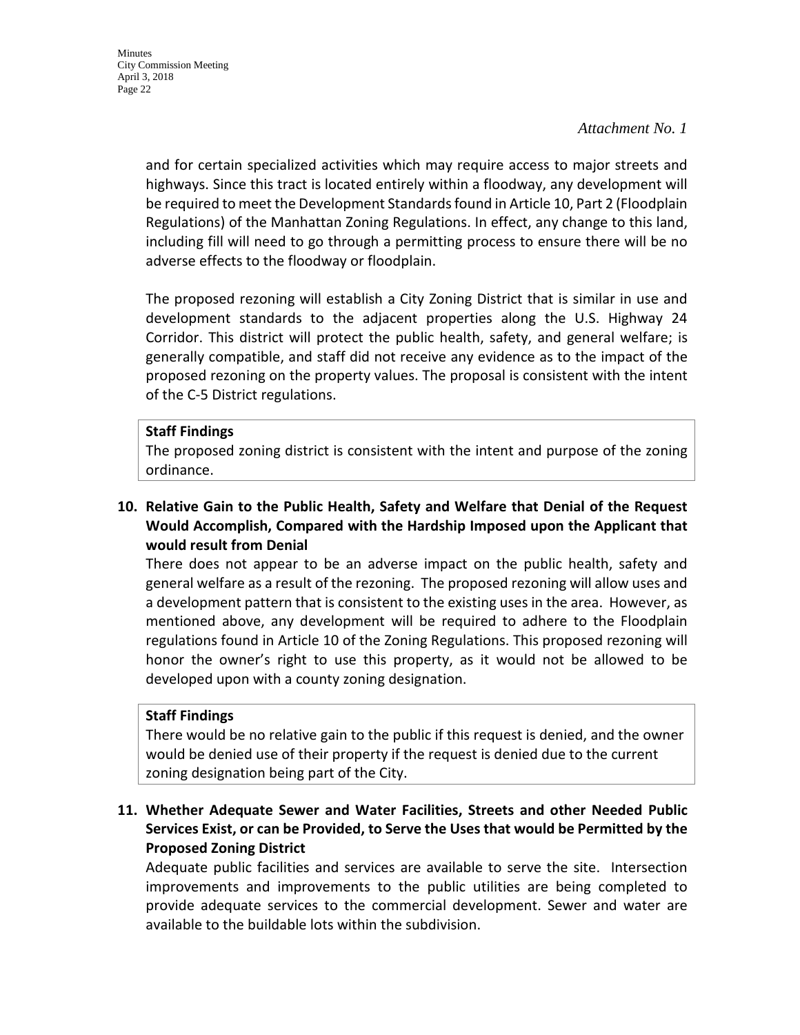*Attachment No. 1*

and for certain specialized activities which may require access to major streets and highways. Since this tract is located entirely within a floodway, any development will be required to meet the Development Standards found in Article 10, Part 2 (Floodplain Regulations) of the Manhattan Zoning Regulations. In effect, any change to this land, including fill will need to go through a permitting process to ensure there will be no adverse effects to the floodway or floodplain.

The proposed rezoning will establish a City Zoning District that is similar in use and development standards to the adjacent properties along the U.S. Highway 24 Corridor. This district will protect the public health, safety, and general welfare; is generally compatible, and staff did not receive any evidence as to the impact of the proposed rezoning on the property values. The proposal is consistent with the intent of the C-5 District regulations.

**Staff Findings**
The proposed zoning district is consistent with the intent and purpose of the zoning ordinance.

**10. Relative Gain to the Public Health, Safety and Welfare that Denial of the Request Would Accomplish, Compared with the Hardship Imposed upon the Applicant that would result from Denial**

There does not appear to be an adverse impact on the public health, safety and general welfare as a result of the rezoning. The proposed rezoning will allow uses and a development pattern that is consistent to the existing uses in the area. However, as mentioned above, any development will be required to adhere to the Floodplain regulations found in Article 10 of the Zoning Regulations. This proposed rezoning will honor the owner's right to use this property, as it would not be allowed to be developed upon with a county zoning designation.

**Staff Findings**
There would be no relative gain to the public if this request is denied, and the owner would be denied use of their property if the request is denied due to the current zoning designation being part of the City.

**11. Whether Adequate Sewer and Water Facilities, Streets and other Needed Public Services Exist, or can be Provided, to Serve the Uses that would be Permitted by the Proposed Zoning District**

Adequate public facilities and services are available to serve the site. Intersection improvements and improvements to the public utilities are being completed to provide adequate services to the commercial development. Sewer and water are available to the buildable lots within the subdivision.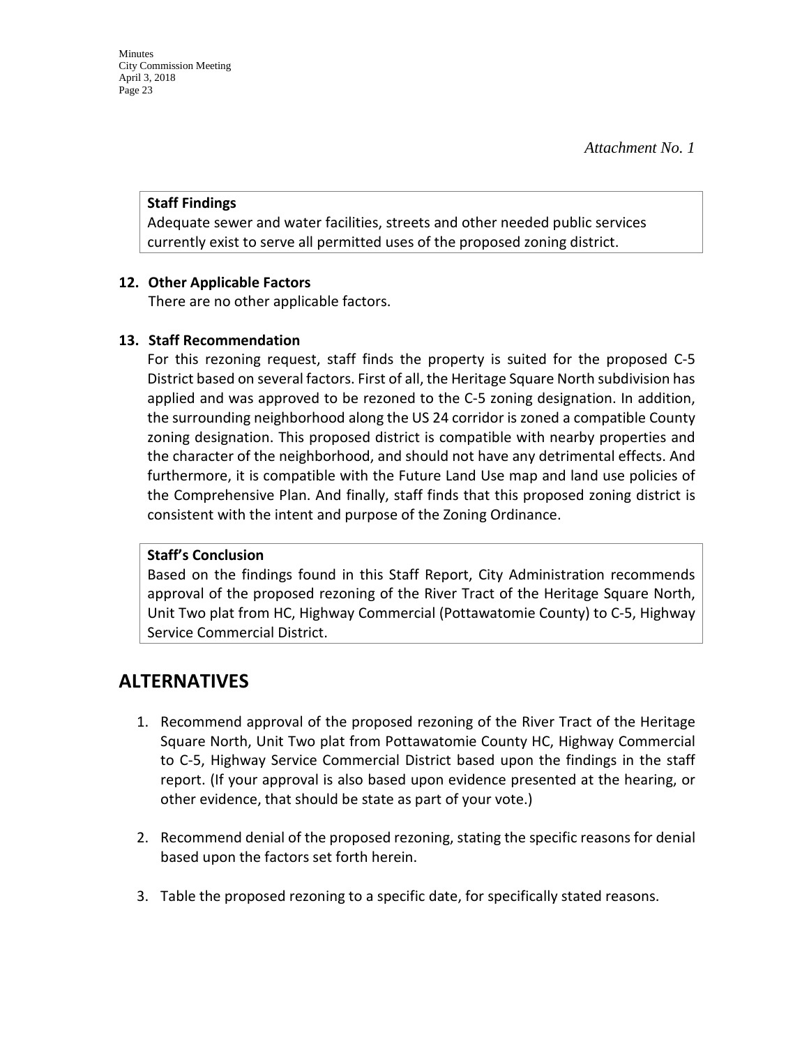*Attachment No. 1*

**Staff Findings**
Adequate sewer and water facilities, streets and other needed public services currently exist to serve all permitted uses of the proposed zoning district.

**12. Other Applicable Factors**

There are no other applicable factors.

**13. Staff Recommendation**

For this rezoning request, staff finds the property is suited for the proposed C-5 District based on several factors. First of all, the Heritage Square North subdivision has applied and was approved to be rezoned to the C-5 zoning designation. In addition, the surrounding neighborhood along the US 24 corridor is zoned a compatible County zoning designation. This proposed district is compatible with nearby properties and the character of the neighborhood, and should not have any detrimental effects. And furthermore, it is compatible with the Future Land Use map and land use policies of the Comprehensive Plan. And finally, staff finds that this proposed zoning district is consistent with the intent and purpose of the Zoning Ordinance.

**Staff's Conclusion**
Based on the findings found in this Staff Report, City Administration recommends approval of the proposed rezoning of the River Tract of the Heritage Square North, Unit Two plat from HC, Highway Commercial (Pottawatomie County) to C-5, Highway Service Commercial District.

## ALTERNATIVES

1. Recommend approval of the proposed rezoning of the River Tract of the Heritage Square North, Unit Two plat from Pottawatomie County HC, Highway Commercial to C-5, Highway Service Commercial District based upon the findings in the staff report. (If your approval is also based upon evidence presented at the hearing, or other evidence, that should be state as part of your vote.)

2. Recommend denial of the proposed rezoning, stating the specific reasons for denial based upon the factors set forth herein.

3. Table the proposed rezoning to a specific date, for specifically stated reasons.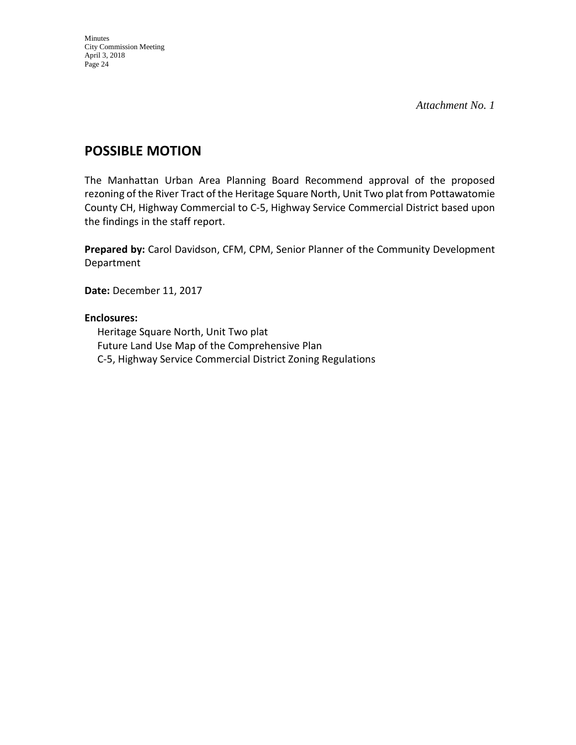*Attachment No. 1*

## POSSIBLE MOTION

The Manhattan Urban Area Planning Board Recommend approval of the proposed rezoning of the River Tract of the Heritage Square North, Unit Two plat from Pottawatomie County CH, Highway Commercial to C-5, Highway Service Commercial District based upon the findings in the staff report.

**Prepared by:** Carol Davidson, CFM, CPM, Senior Planner of the Community Development Department

**Date:** December 11, 2017

**Enclosures:**

Heritage Square North, Unit Two plat
Future Land Use Map of the Comprehensive Plan
C-5, Highway Service Commercial District Zoning Regulations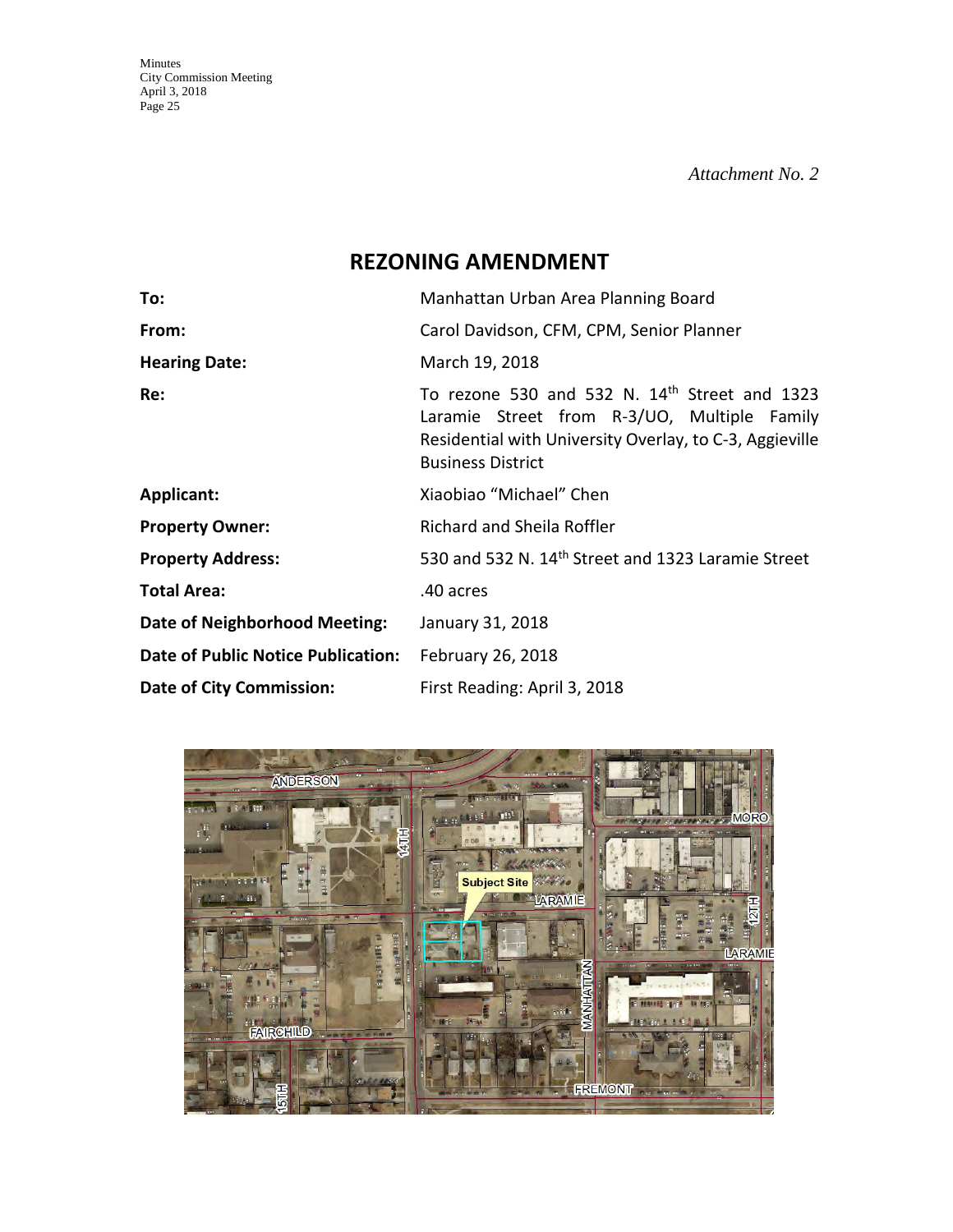*Attachment No. 2*

# REZONING AMENDMENT

| | |
|---|---|
| **To:** | Manhattan Urban Area Planning Board |
| **From:** | Carol Davidson, CFM, CPM, Senior Planner |
| **Hearing Date:** | March 19, 2018 |
| **Re:** | To rezone 530 and 532 N. 14th Street and 1323 Laramie Street from R-3/UO, Multiple Family Residential with University Overlay, to C-3, Aggieville Business District |
| **Applicant:** | Xiaobiao "Michael" Chen |
| **Property Owner:** | Richard and Sheila Roffler |
| **Property Address:** | 530 and 532 N. 14th Street and 1323 Laramie Street |
| **Total Area:** | .40 acres |
| **Date of Neighborhood Meeting:** | January 31, 2018 |
| **Date of Public Notice Publication:** | February 26, 2018 |
| **Date of City Commission:** | First Reading: April 3, 2018 |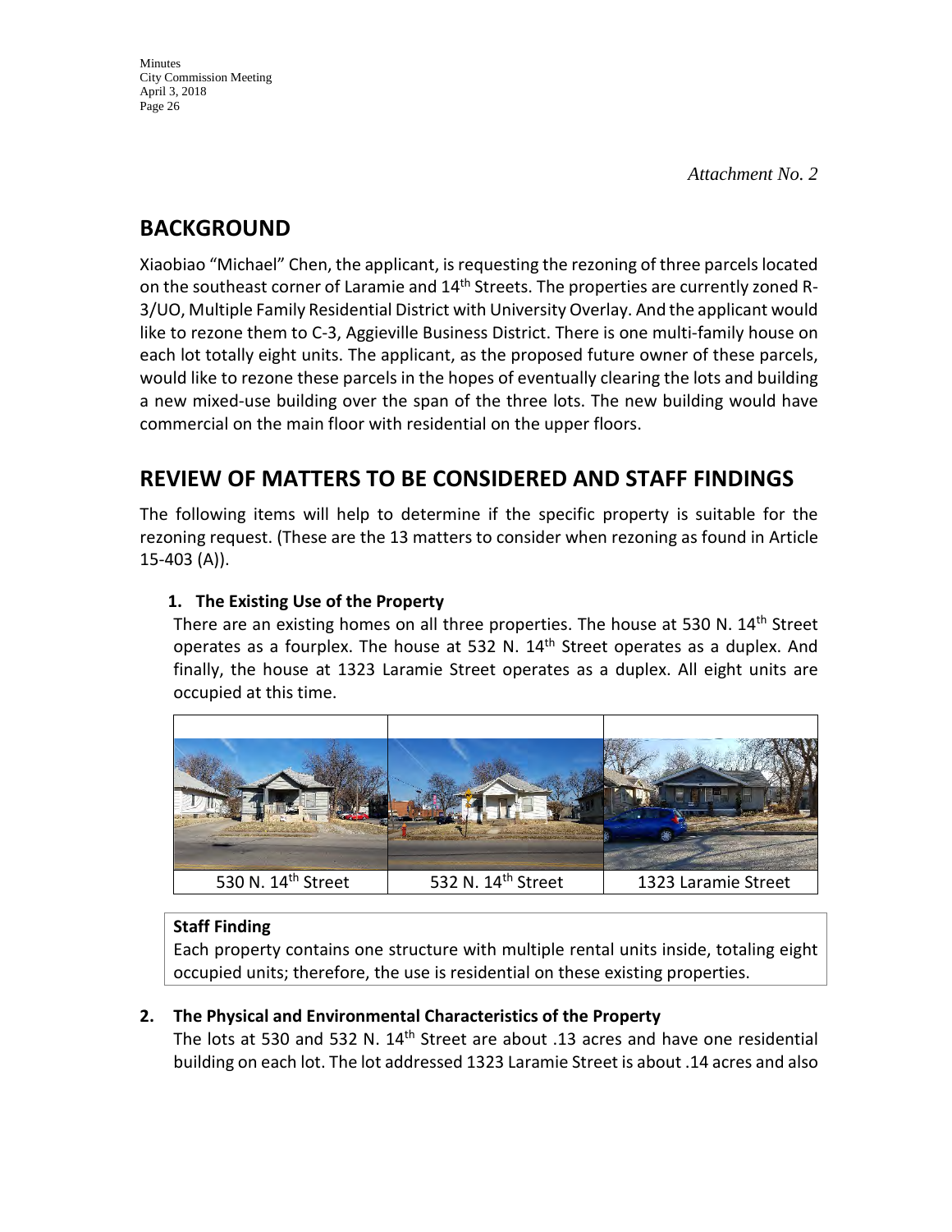*Attachment No. 2*

## BACKGROUND

Xiaobiao "Michael" Chen, the applicant, is requesting the rezoning of three parcels located on the southeast corner of Laramie and 14th Streets. The properties are currently zoned R-3/UO, Multiple Family Residential District with University Overlay. And the applicant would like to rezone them to C-3, Aggieville Business District. There is one multi-family house on each lot totally eight units. The applicant, as the proposed future owner of these parcels, would like to rezone these parcels in the hopes of eventually clearing the lots and building a new mixed-use building over the span of the three lots. The new building would have commercial on the main floor with residential on the upper floors.

## REVIEW OF MATTERS TO BE CONSIDERED AND STAFF FINDINGS

The following items will help to determine if the specific property is suitable for the rezoning request. (These are the 13 matters to consider when rezoning as found in Article 15-403 (A)).

### 1. The Existing Use of the Property

There are an existing homes on all three properties. The house at 530 N. 14th Street operates as a fourplex. The house at 532 N. 14th Street operates as a duplex. And finally, the house at 1323 Laramie Street operates as a duplex. All eight units are occupied at this time.

| 530 N. 14th Street | 532 N. 14th Street | 1323 Laramie Street |
|---|---|---|

**Staff Finding**

Each property contains one structure with multiple rental units inside, totaling eight occupied units; therefore, the use is residential on these existing properties.

### 2. The Physical and Environmental Characteristics of the Property

The lots at 530 and 532 N. 14th Street are about .13 acres and have one residential building on each lot. The lot addressed 1323 Laramie Street is about .14 acres and also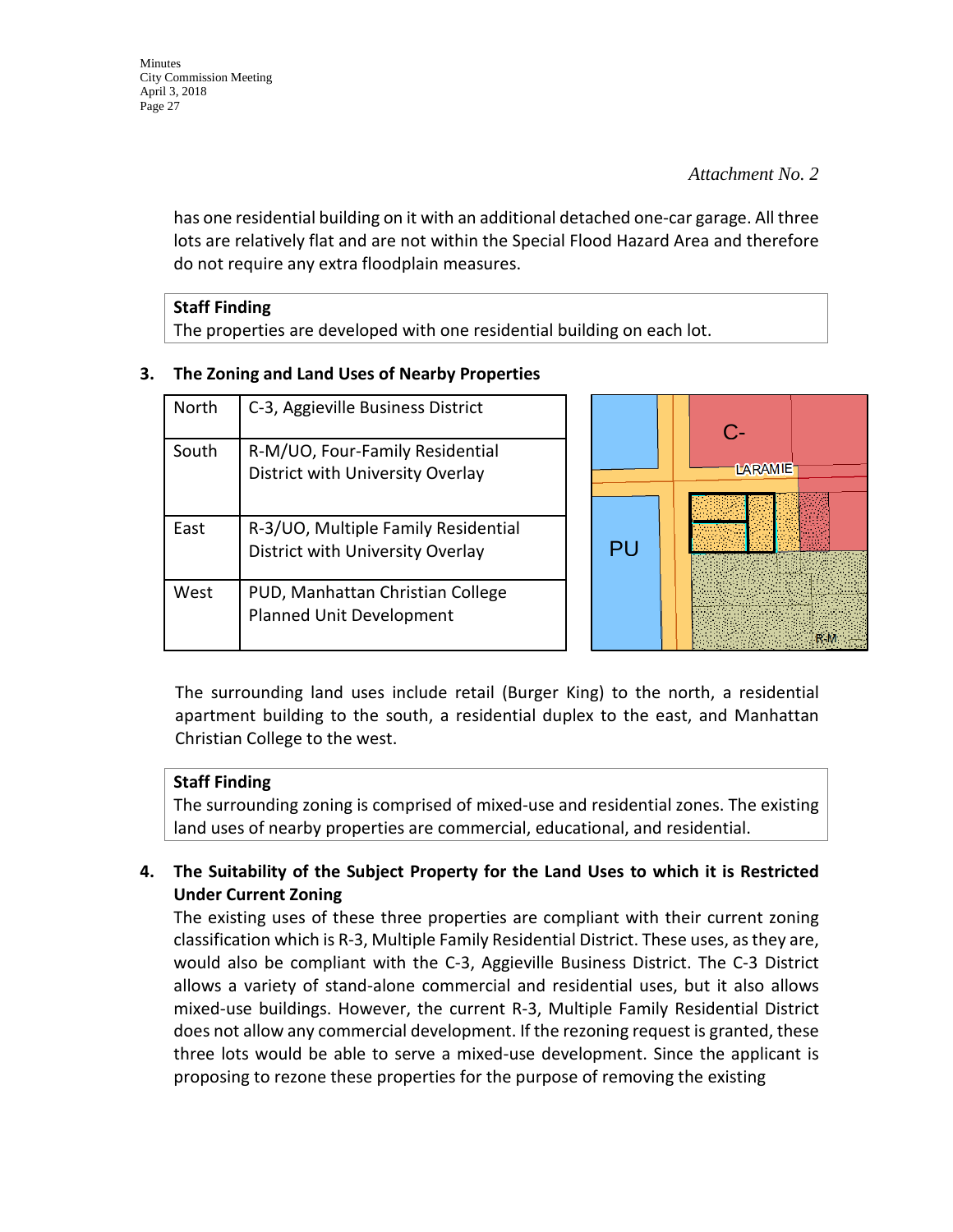*Attachment No. 2*

has one residential building on it with an additional detached one-car garage. All three lots are relatively flat and are not within the Special Flood Hazard Area and therefore do not require any extra floodplain measures.

| **Staff Finding** |
|---|
| The properties are developed with one residential building on each lot. |

**3. The Zoning and Land Uses of Nearby Properties**

| | |
|---|---|
| North | C-3, Aggieville Business District |
| South | R-M/UO, Four-Family Residential District with University Overlay |
| East | R-3/UO, Multiple Family Residential District with University Overlay |
| West | PUD, Manhattan Christian College Planned Unit Development |

The surrounding land uses include retail (Burger King) to the north, a residential apartment building to the south, a residential duplex to the east, and Manhattan Christian College to the west.

| **Staff Finding** |
|---|
| The surrounding zoning is comprised of mixed-use and residential zones. The existing land uses of nearby properties are commercial, educational, and residential. |

**4. The Suitability of the Subject Property for the Land Uses to which it is Restricted Under Current Zoning**

The existing uses of these three properties are compliant with their current zoning classification which is R-3, Multiple Family Residential District. These uses, as they are, would also be compliant with the C-3, Aggieville Business District. The C-3 District allows a variety of stand-alone commercial and residential uses, but it also allows mixed-use buildings. However, the current R-3, Multiple Family Residential District does not allow any commercial development. If the rezoning request is granted, these three lots would be able to serve a mixed-use development. Since the applicant is proposing to rezone these properties for the purpose of removing the existing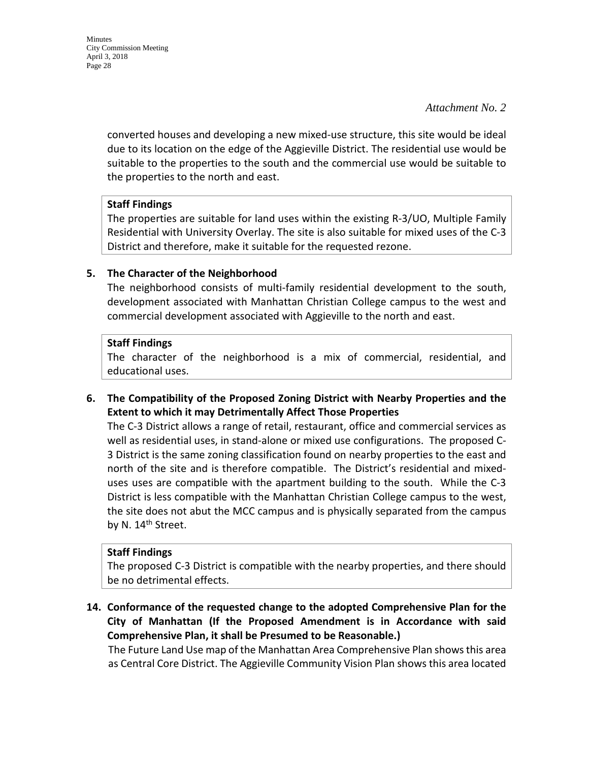*Attachment No. 2*

converted houses and developing a new mixed-use structure, this site would be ideal due to its location on the edge of the Aggieville District. The residential use would be suitable to the properties to the south and the commercial use would be suitable to the properties to the north and east.

> **Staff Findings**
> The properties are suitable for land uses within the existing R-3/UO, Multiple Family Residential with University Overlay. The site is also suitable for mixed uses of the C-3 District and therefore, make it suitable for the requested rezone.

**5. The Character of the Neighborhood**

The neighborhood consists of multi-family residential development to the south, development associated with Manhattan Christian College campus to the west and commercial development associated with Aggieville to the north and east.

> **Staff Findings**
> The character of the neighborhood is a mix of commercial, residential, and educational uses.

**6. The Compatibility of the Proposed Zoning District with Nearby Properties and the Extent to which it may Detrimentally Affect Those Properties**

The C-3 District allows a range of retail, restaurant, office and commercial services as well as residential uses, in stand-alone or mixed use configurations. The proposed C-3 District is the same zoning classification found on nearby properties to the east and north of the site and is therefore compatible. The District's residential and mixed-uses uses are compatible with the apartment building to the south. While the C-3 District is less compatible with the Manhattan Christian College campus to the west, the site does not abut the MCC campus and is physically separated from the campus by N. 14th Street.

> **Staff Findings**
> The proposed C-3 District is compatible with the nearby properties, and there should be no detrimental effects.

**14. Conformance of the requested change to the adopted Comprehensive Plan for the City of Manhattan (If the Proposed Amendment is in Accordance with said Comprehensive Plan, it shall be Presumed to be Reasonable.)**

The Future Land Use map of the Manhattan Area Comprehensive Plan shows this area as Central Core District. The Aggieville Community Vision Plan shows this area located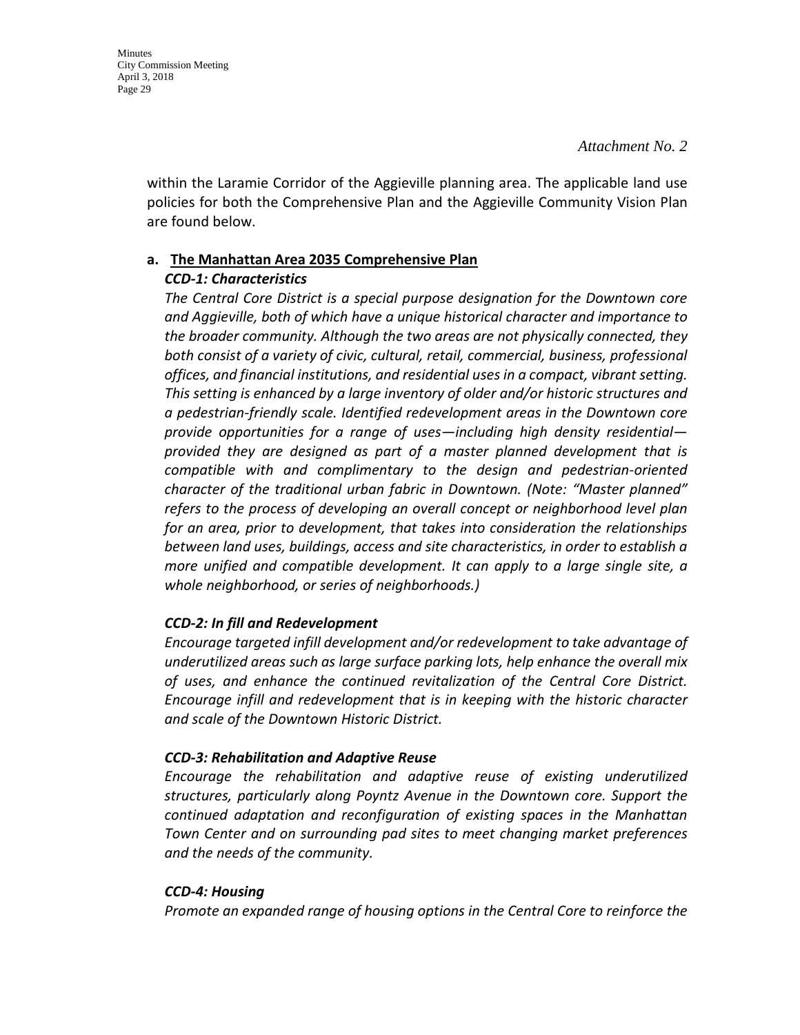*Attachment No. 2*

within the Laramie Corridor of the Aggieville planning area. The applicable land use policies for both the Comprehensive Plan and the Aggieville Community Vision Plan are found below.

**a. <u>The Manhattan Area 2035 Comprehensive Plan</u>**

***CCD-1: Characteristics***

*The Central Core District is a special purpose designation for the Downtown core and Aggieville, both of which have a unique historical character and importance to the broader community. Although the two areas are not physically connected, they both consist of a variety of civic, cultural, retail, commercial, business, professional offices, and financial institutions, and residential uses in a compact, vibrant setting. This setting is enhanced by a large inventory of older and/or historic structures and a pedestrian-friendly scale. Identified redevelopment areas in the Downtown core provide opportunities for a range of uses—including high density residential—provided they are designed as part of a master planned development that is compatible with and complimentary to the design and pedestrian-oriented character of the traditional urban fabric in Downtown. (Note: "Master planned" refers to the process of developing an overall concept or neighborhood level plan for an area, prior to development, that takes into consideration the relationships between land uses, buildings, access and site characteristics, in order to establish a more unified and compatible development. It can apply to a large single site, a whole neighborhood, or series of neighborhoods.)*

***CCD-2: In fill and Redevelopment***

*Encourage targeted infill development and/or redevelopment to take advantage of underutilized areas such as large surface parking lots, help enhance the overall mix of uses, and enhance the continued revitalization of the Central Core District. Encourage infill and redevelopment that is in keeping with the historic character and scale of the Downtown Historic District.*

***CCD-3: Rehabilitation and Adaptive Reuse***

*Encourage the rehabilitation and adaptive reuse of existing underutilized structures, particularly along Poyntz Avenue in the Downtown core. Support the continued adaptation and reconfiguration of existing spaces in the Manhattan Town Center and on surrounding pad sites to meet changing market preferences and the needs of the community.*

***CCD-4: Housing***

*Promote an expanded range of housing options in the Central Core to reinforce the*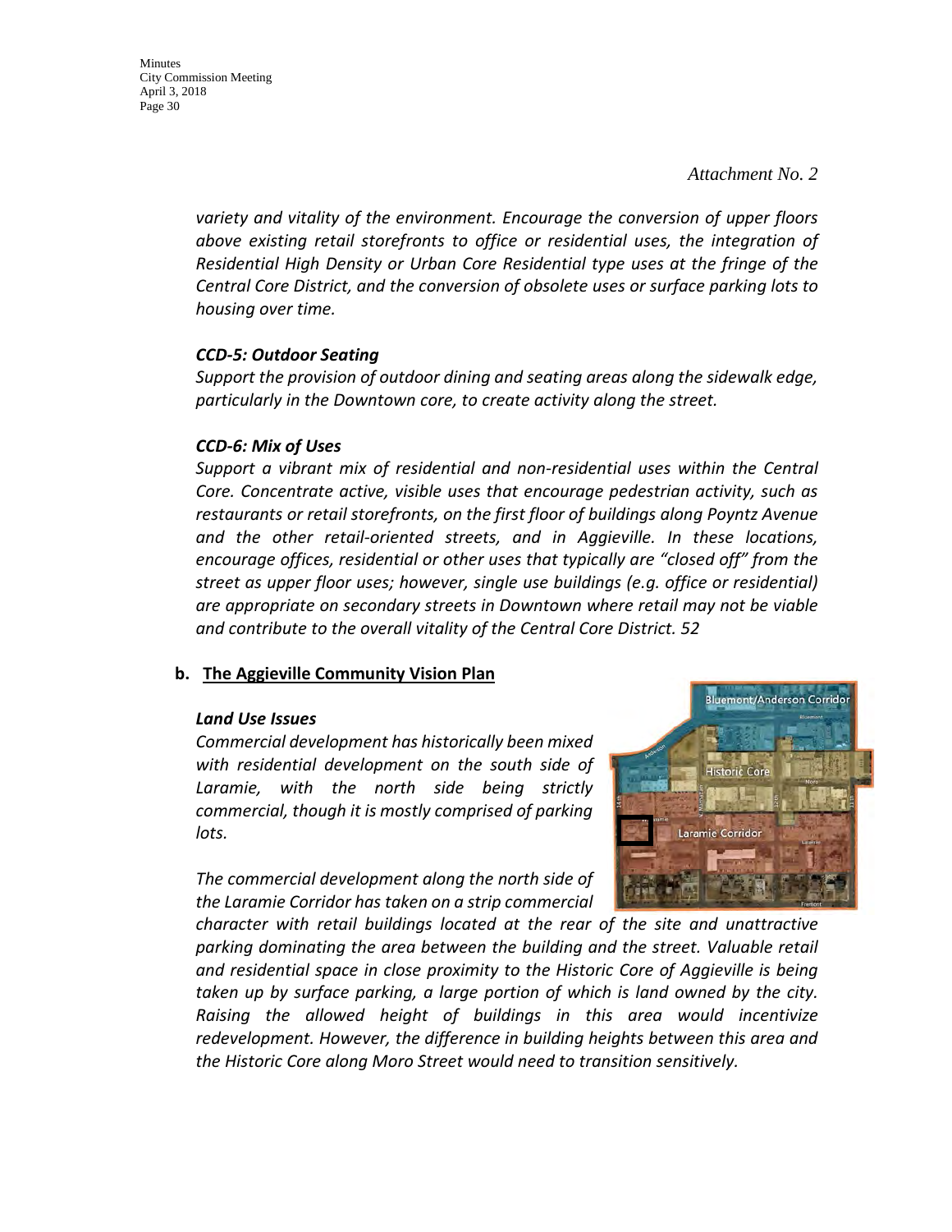*Attachment No. 2*

*variety and vitality of the environment. Encourage the conversion of upper floors above existing retail storefronts to office or residential uses, the integration of Residential High Density or Urban Core Residential type uses at the fringe of the Central Core District, and the conversion of obsolete uses or surface parking lots to housing over time.*

***CCD-5: Outdoor Seating***

*Support the provision of outdoor dining and seating areas along the sidewalk edge, particularly in the Downtown core, to create activity along the street.*

***CCD-6: Mix of Uses***

*Support a vibrant mix of residential and non-residential uses within the Central Core. Concentrate active, visible uses that encourage pedestrian activity, such as restaurants or retail storefronts, on the first floor of buildings along Poyntz Avenue and the other retail-oriented streets, and in Aggieville. In these locations, encourage offices, residential or other uses that typically are "closed off" from the street as upper floor uses; however, single use buildings (e.g. office or residential) are appropriate on secondary streets in Downtown where retail may not be viable and contribute to the overall vitality of the Central Core District. 52*

**b. <u>The Aggieville Community Vision Plan</u>**

***Land Use Issues***

*Commercial development has historically been mixed with residential development on the south side of Laramie, with the north side being strictly commercial, though it is mostly comprised of parking lots.*

*The commercial development along the north side of the Laramie Corridor has taken on a strip commercial character with retail buildings located at the rear of the site and unattractive parking dominating the area between the building and the street. Valuable retail and residential space in close proximity to the Historic Core of Aggieville is being taken up by surface parking, a large portion of which is land owned by the city. Raising the allowed height of buildings in this area would incentivize redevelopment. However, the difference in building heights between this area and the Historic Core along Moro Street would need to transition sensitively.*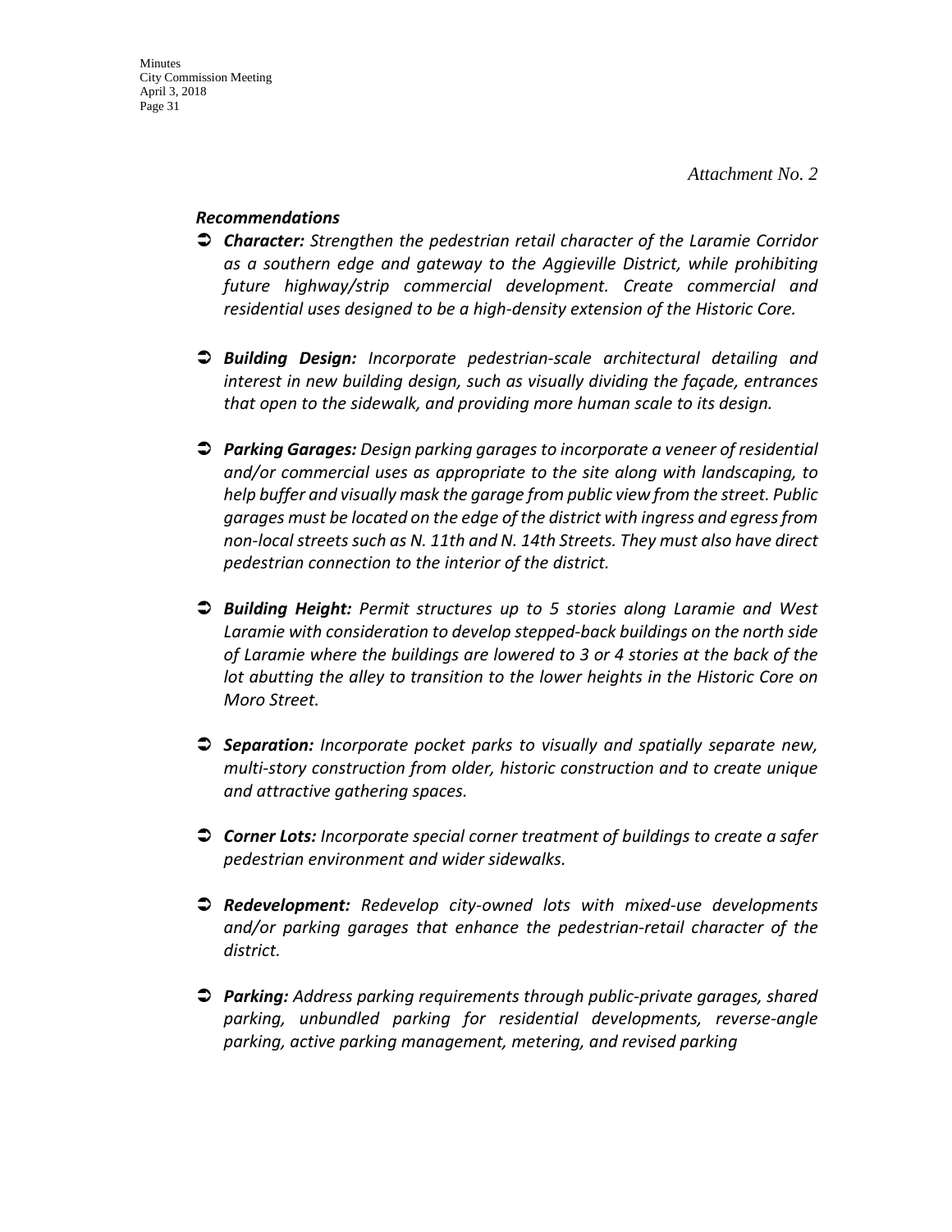*Attachment No. 2*

***Recommendations***

- ***Character:*** *Strengthen the pedestrian retail character of the Laramie Corridor as a southern edge and gateway to the Aggieville District, while prohibiting future highway/strip commercial development. Create commercial and residential uses designed to be a high-density extension of the Historic Core.*

- ***Building Design:*** *Incorporate pedestrian-scale architectural detailing and interest in new building design, such as visually dividing the façade, entrances that open to the sidewalk, and providing more human scale to its design.*

- ***Parking Garages:*** *Design parking garages to incorporate a veneer of residential and/or commercial uses as appropriate to the site along with landscaping, to help buffer and visually mask the garage from public view from the street. Public garages must be located on the edge of the district with ingress and egress from non-local streets such as N. 11th and N. 14th Streets. They must also have direct pedestrian connection to the interior of the district.*

- ***Building Height:*** *Permit structures up to 5 stories along Laramie and West Laramie with consideration to develop stepped-back buildings on the north side of Laramie where the buildings are lowered to 3 or 4 stories at the back of the lot abutting the alley to transition to the lower heights in the Historic Core on Moro Street.*

- ***Separation:*** *Incorporate pocket parks to visually and spatially separate new, multi-story construction from older, historic construction and to create unique and attractive gathering spaces.*

- ***Corner Lots:*** *Incorporate special corner treatment of buildings to create a safer pedestrian environment and wider sidewalks.*

- ***Redevelopment:*** *Redevelop city-owned lots with mixed-use developments and/or parking garages that enhance the pedestrian-retail character of the district.*

- ***Parking:*** *Address parking requirements through public-private garages, shared parking, unbundled parking for residential developments, reverse-angle parking, active parking management, metering, and revised parking*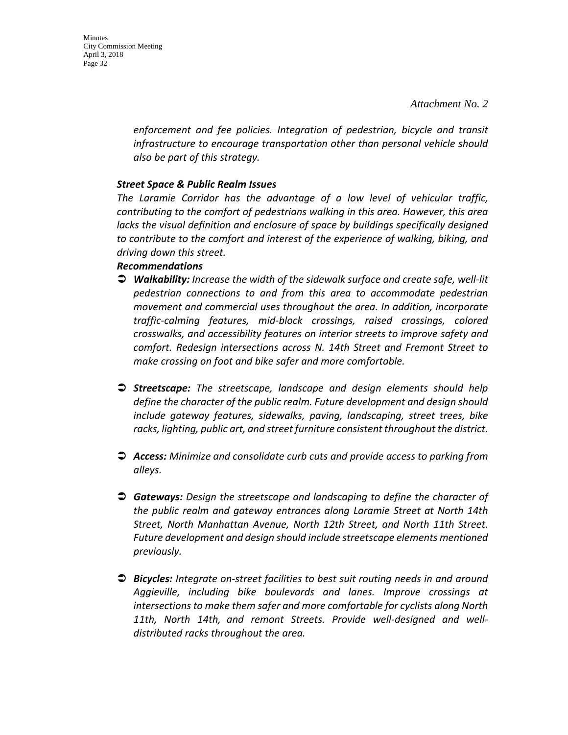*Attachment No. 2*

*enforcement and fee policies. Integration of pedestrian, bicycle and transit infrastructure to encourage transportation other than personal vehicle should also be part of this strategy.*

***Street Space & Public Realm Issues***

*The Laramie Corridor has the advantage of a low level of vehicular traffic, contributing to the comfort of pedestrians walking in this area. However, this area lacks the visual definition and enclosure of space by buildings specifically designed to contribute to the comfort and interest of the experience of walking, biking, and driving down this street.*

***Recommendations***

- ***Walkability:*** *Increase the width of the sidewalk surface and create safe, well-lit pedestrian connections to and from this area to accommodate pedestrian movement and commercial uses throughout the area. In addition, incorporate traffic-calming features, mid-block crossings, raised crossings, colored crosswalks, and accessibility features on interior streets to improve safety and comfort. Redesign intersections across N. 14th Street and Fremont Street to make crossing on foot and bike safer and more comfortable.*

- ***Streetscape:*** *The streetscape, landscape and design elements should help define the character of the public realm. Future development and design should include gateway features, sidewalks, paving, landscaping, street trees, bike racks, lighting, public art, and street furniture consistent throughout the district.*

- ***Access:*** *Minimize and consolidate curb cuts and provide access to parking from alleys.*

- ***Gateways:*** *Design the streetscape and landscaping to define the character of the public realm and gateway entrances along Laramie Street at North 14th Street, North Manhattan Avenue, North 12th Street, and North 11th Street. Future development and design should include streetscape elements mentioned previously.*

- ***Bicycles:*** *Integrate on-street facilities to best suit routing needs in and around Aggieville, including bike boulevards and lanes. Improve crossings at intersections to make them safer and more comfortable for cyclists along North 11th, North 14th, and remont Streets. Provide well-designed and well-distributed racks throughout the area.*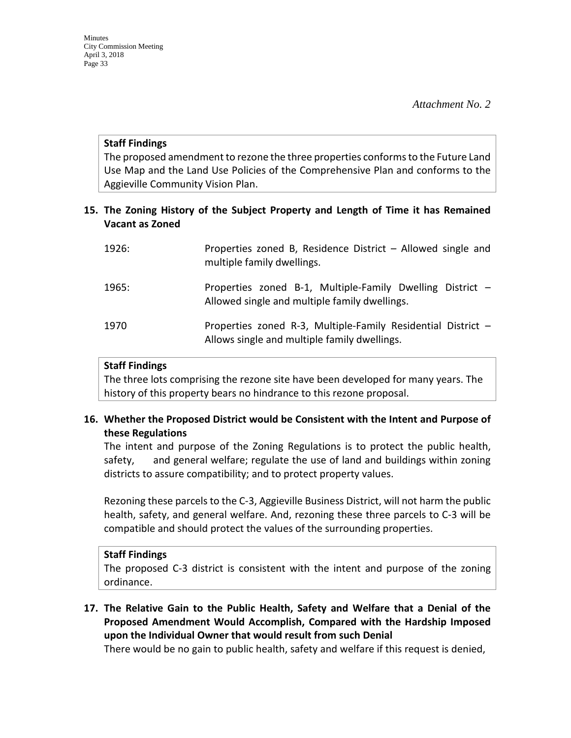*Attachment No. 2*

**Staff Findings**
The proposed amendment to rezone the three properties conforms to the Future Land Use Map and the Land Use Policies of the Comprehensive Plan and conforms to the Aggieville Community Vision Plan.

**15. The Zoning History of the Subject Property and Length of Time it has Remained Vacant as Zoned**

| | |
|---|---|
| 1926: | Properties zoned B, Residence District – Allowed single and multiple family dwellings. |
| 1965: | Properties zoned B-1, Multiple-Family Dwelling District – Allowed single and multiple family dwellings. |
| 1970 | Properties zoned R-3, Multiple-Family Residential District – Allows single and multiple family dwellings. |

**Staff Findings**
The three lots comprising the rezone site have been developed for many years. The history of this property bears no hindrance to this rezone proposal.

**16. Whether the Proposed District would be Consistent with the Intent and Purpose of these Regulations**

The intent and purpose of the Zoning Regulations is to protect the public health, safety, and general welfare; regulate the use of land and buildings within zoning districts to assure compatibility; and to protect property values.

Rezoning these parcels to the C-3, Aggieville Business District, will not harm the public health, safety, and general welfare. And, rezoning these three parcels to C-3 will be compatible and should protect the values of the surrounding properties.

**Staff Findings**
The proposed C-3 district is consistent with the intent and purpose of the zoning ordinance.

**17. The Relative Gain to the Public Health, Safety and Welfare that a Denial of the Proposed Amendment Would Accomplish, Compared with the Hardship Imposed upon the Individual Owner that would result from such Denial**

There would be no gain to public health, safety and welfare if this request is denied,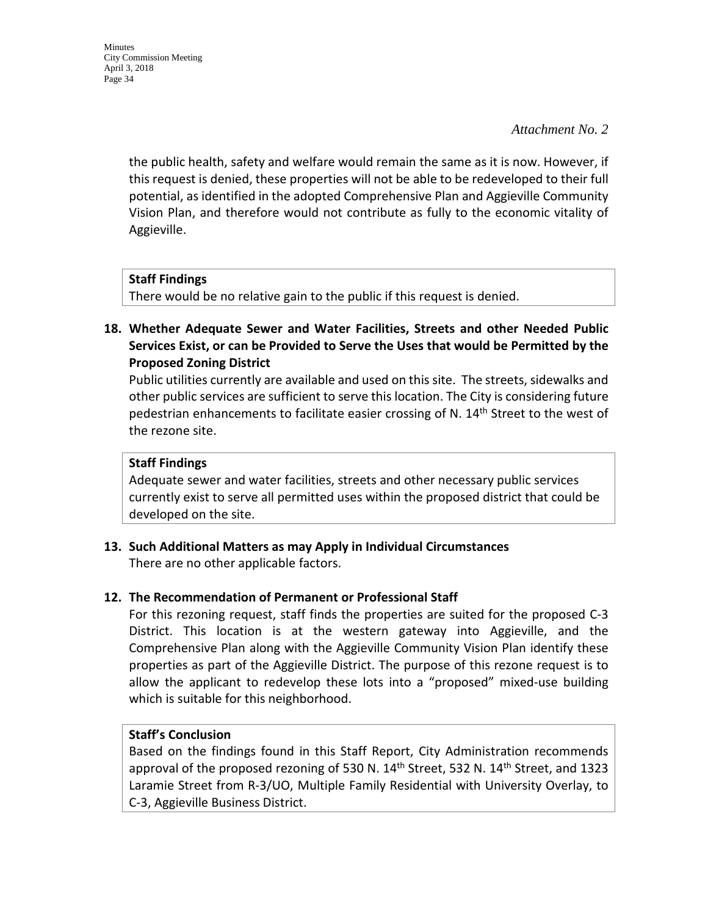*Attachment No. 2*

the public health, safety and welfare would remain the same as it is now. However, if this request is denied, these properties will not be able to be redeveloped to their full potential, as identified in the adopted Comprehensive Plan and Aggieville Community Vision Plan, and therefore would not contribute as fully to the economic vitality of Aggieville.

**Staff Findings**
There would be no relative gain to the public if this request is denied.

**18. Whether Adequate Sewer and Water Facilities, Streets and other Needed Public Services Exist, or can be Provided to Serve the Uses that would be Permitted by the Proposed Zoning District**

Public utilities currently are available and used on this site. The streets, sidewalks and other public services are sufficient to serve this location. The City is considering future pedestrian enhancements to facilitate easier crossing of N. 14th Street to the west of the rezone site.

**Staff Findings**
Adequate sewer and water facilities, streets and other necessary public services currently exist to serve all permitted uses within the proposed district that could be developed on the site.

**13. Such Additional Matters as may Apply in Individual Circumstances**

There are no other applicable factors.

**12. The Recommendation of Permanent or Professional Staff**

For this rezoning request, staff finds the properties are suited for the proposed C-3 District. This location is at the western gateway into Aggieville, and the Comprehensive Plan along with the Aggieville Community Vision Plan identify these properties as part of the Aggieville District. The purpose of this rezone request is to allow the applicant to redevelop these lots into a "proposed" mixed-use building which is suitable for this neighborhood.

**Staff's Conclusion**
Based on the findings found in this Staff Report, City Administration recommends approval of the proposed rezoning of 530 N. 14th Street, 532 N. 14th Street, and 1323 Laramie Street from R-3/UO, Multiple Family Residential with University Overlay, to C-3, Aggieville Business District.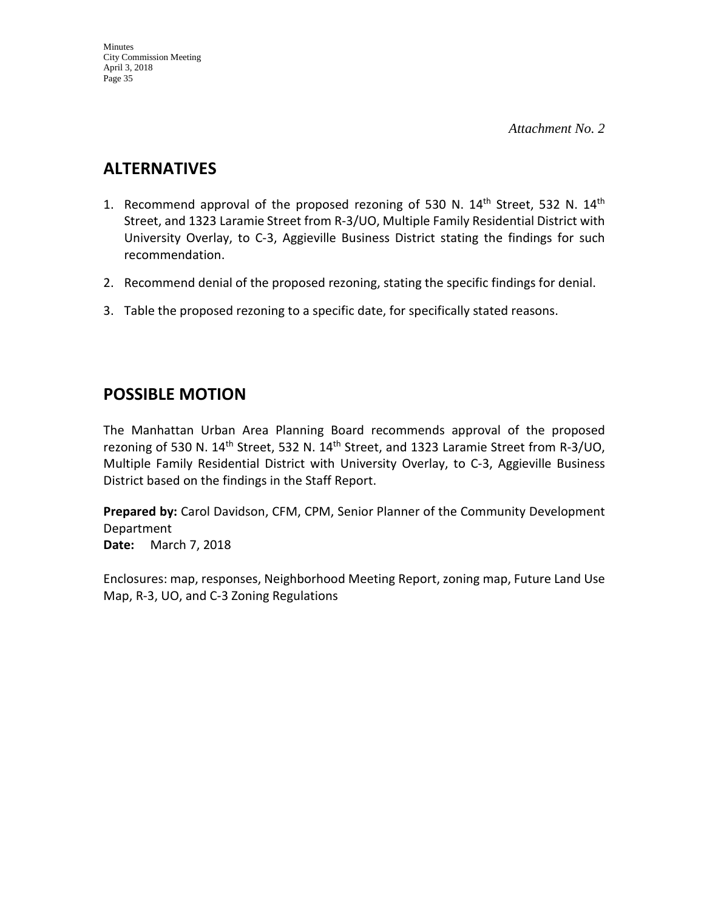*Attachment No. 2*

## ALTERNATIVES

1. Recommend approval of the proposed rezoning of 530 N. 14th Street, 532 N. 14th Street, and 1323 Laramie Street from R-3/UO, Multiple Family Residential District with University Overlay, to C-3, Aggieville Business District stating the findings for such recommendation.
2. Recommend denial of the proposed rezoning, stating the specific findings for denial.
3. Table the proposed rezoning to a specific date, for specifically stated reasons.

## POSSIBLE MOTION

The Manhattan Urban Area Planning Board recommends approval of the proposed rezoning of 530 N. 14th Street, 532 N. 14th Street, and 1323 Laramie Street from R-3/UO, Multiple Family Residential District with University Overlay, to C-3, Aggieville Business District based on the findings in the Staff Report.

**Prepared by:** Carol Davidson, CFM, CPM, Senior Planner of the Community Development Department
**Date:** March 7, 2018

Enclosures: map, responses, Neighborhood Meeting Report, zoning map, Future Land Use Map, R-3, UO, and C-3 Zoning Regulations